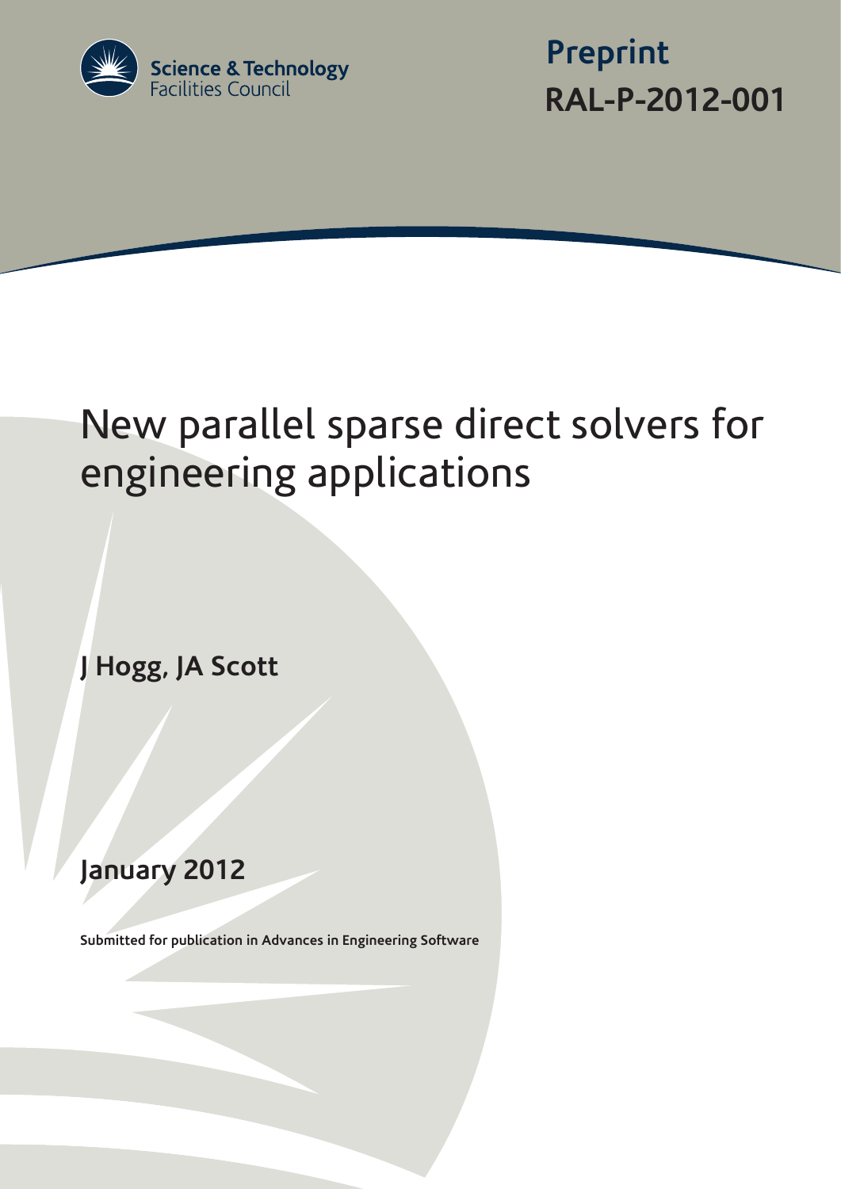Science & Technology Facilities Council

**Preprint**

**RAL-P-2012-001**

# New parallel sparse direct solvers for engineering applications

**J Hogg, JA Scott**

**January 2012**

**Submitted for publication in Advances in Engineering Software**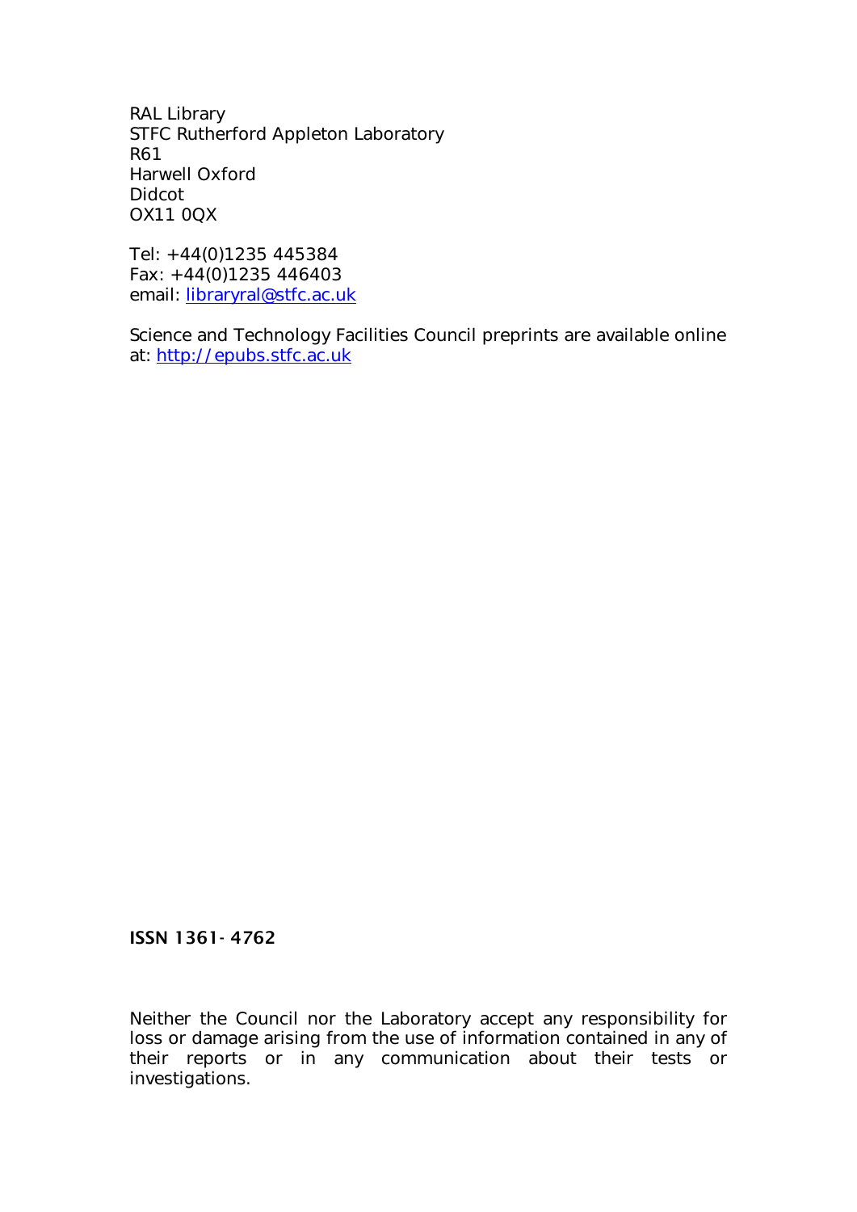RAL Library
STFC Rutherford Appleton Laboratory
R61
Harwell Oxford
Didcot
OX11 0QX

Tel: +44(0)1235 445384
Fax: +44(0)1235 446403
email: libraryral@stfc.ac.uk

Science and Technology Facilities Council preprints are available online at: http://epubs.stfc.ac.uk

**ISSN 1361- 4762**

Neither the Council nor the Laboratory accept any responsibility for loss or damage arising from the use of information contained in any of their reports or in any communication about their tests or investigations.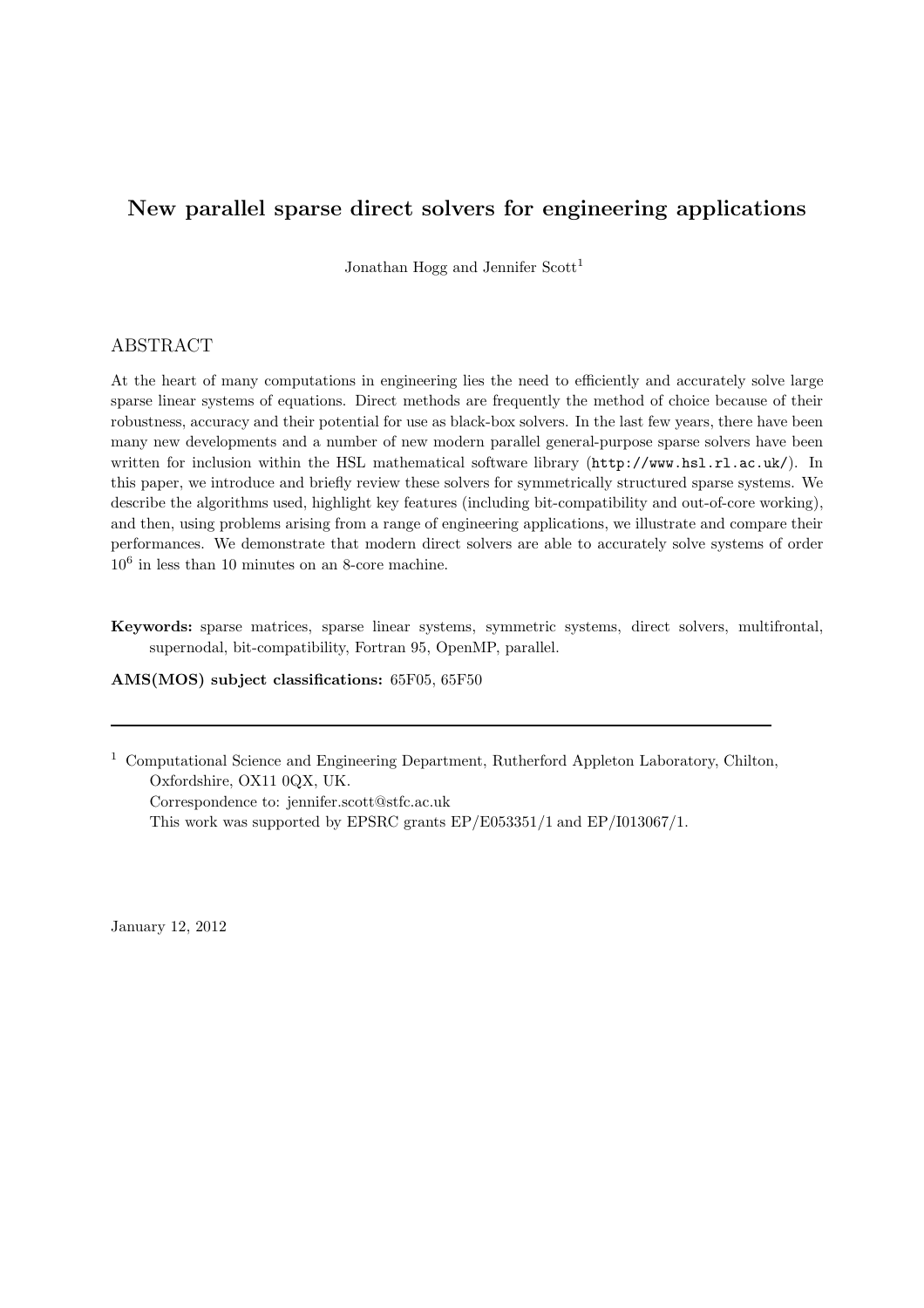# New parallel sparse direct solvers for engineering applications

Jonathan Hogg and Jennifer Scott[1]

## ABSTRACT

At the heart of many computations in engineering lies the need to efficiently and accurately solve large sparse linear systems of equations. Direct methods are frequently the method of choice because of their robustness, accuracy and their potential for use as black-box solvers. In the last few years, there have been many new developments and a number of new modern parallel general-purpose sparse solvers have been written for inclusion within the HSL mathematical software library (`http://www.hsl.rl.ac.uk/`). In this paper, we introduce and briefly review these solvers for symmetrically structured sparse systems. We describe the algorithms used, highlight key features (including bit-compatibility and out-of-core working), and then, using problems arising from a range of engineering applications, we illustrate and compare their performances. We demonstrate that modern direct solvers are able to accurately solve systems of order $10^6$ in less than 10 minutes on an 8-core machine.

**Keywords:** sparse matrices, sparse linear systems, symmetric systems, direct solvers, multifrontal, supernodal, bit-compatibility, Fortran 95, OpenMP, parallel.

**AMS(MOS) subject classifications:** 65F05, 65F50

---

[1] Computational Science and Engineering Department, Rutherford Appleton Laboratory, Chilton, Oxfordshire, OX11 0QX, UK.
Correspondence to: jennifer.scott@stfc.ac.uk
This work was supported by EPSRC grants EP/E053351/1 and EP/I013067/1.

January 12, 2012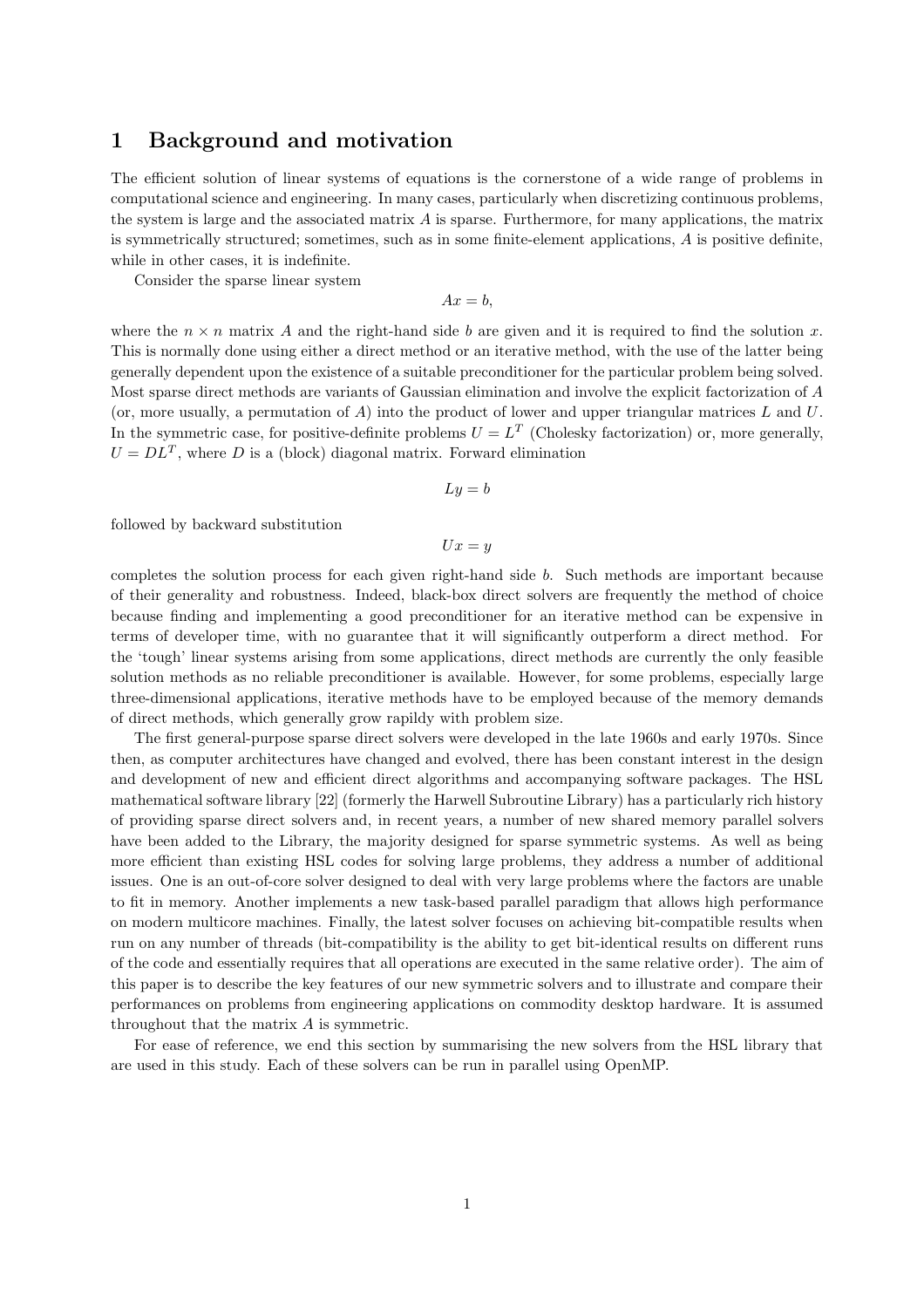# 1 Background and motivation

The efficient solution of linear systems of equations is the cornerstone of a wide range of problems in computational science and engineering. In many cases, particularly when discretizing continuous problems, the system is large and the associated matrix $A$ is sparse. Furthermore, for many applications, the matrix is symmetrically structured; sometimes, such as in some finite-element applications, $A$ is positive definite, while in other cases, it is indefinite.

Consider the sparse linear system

$$Ax = b,$$

where the $n \times n$ matrix $A$ and the right-hand side $b$ are given and it is required to find the solution $x$. This is normally done using either a direct method or an iterative method, with the use of the latter being generally dependent upon the existence of a suitable preconditioner for the particular problem being solved. Most sparse direct methods are variants of Gaussian elimination and involve the explicit factorization of $A$ (or, more usually, a permutation of $A$) into the product of lower and upper triangular matrices $L$ and $U$. In the symmetric case, for positive-definite problems $U = L^T$ (Cholesky factorization) or, more generally, $U = DL^T$, where $D$ is a (block) diagonal matrix. Forward elimination

$$Ly = b$$

followed by backward substitution

$$Ux = y$$

completes the solution process for each given right-hand side $b$. Such methods are important because of their generality and robustness. Indeed, black-box direct solvers are frequently the method of choice because finding and implementing a good preconditioner for an iterative method can be expensive in terms of developer time, with no guarantee that it will significantly outperform a direct method. For the 'tough' linear systems arising from some applications, direct methods are currently the only feasible solution methods as no reliable preconditioner is available. However, for some problems, especially large three-dimensional applications, iterative methods have to be employed because of the memory demands of direct methods, which generally grow rapidly with problem size.

The first general-purpose sparse direct solvers were developed in the late 1960s and early 1970s. Since then, as computer architectures have changed and evolved, there has been constant interest in the design and development of new and efficient direct algorithms and accompanying software packages. The HSL mathematical software library [22] (formerly the Harwell Subroutine Library) has a particularly rich history of providing sparse direct solvers and, in recent years, a number of new shared memory parallel solvers have been added to the Library, the majority designed for sparse symmetric systems. As well as being more efficient than existing HSL codes for solving large problems, they address a number of additional issues. One is an out-of-core solver designed to deal with very large problems where the factors are unable to fit in memory. Another implements a new task-based parallel paradigm that allows high performance on modern multicore machines. Finally, the latest solver focuses on achieving bit-compatible results when run on any number of threads (bit-compatibility is the ability to get bit-identical results on different runs of the code and essentially requires that all operations are executed in the same relative order). The aim of this paper is to describe the key features of our new symmetric solvers and to illustrate and compare their performances on problems from engineering applications on commodity desktop hardware. It is assumed throughout that the matrix $A$ is symmetric.

For ease of reference, we end this section by summarising the new solvers from the HSL library that are used in this study. Each of these solvers can be run in parallel using OpenMP.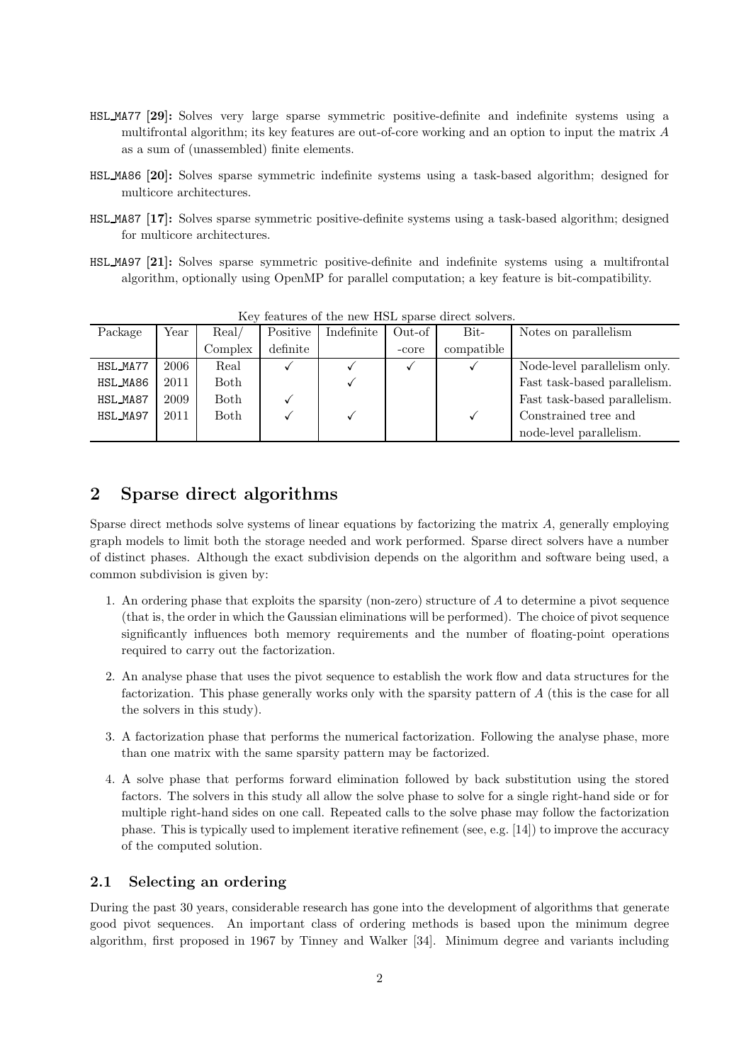HSL_MA77 **[29]:** Solves very large sparse symmetric positive-definite and indefinite systems using a multifrontal algorithm; its key features are out-of-core working and an option to input the matrix $A$ as a sum of (unassembled) finite elements.

HSL_MA86 **[20]:** Solves sparse symmetric indefinite systems using a task-based algorithm; designed for multicore architectures.

HSL_MA87 **[17]:** Solves sparse symmetric positive-definite systems using a task-based algorithm; designed for multicore architectures.

HSL_MA97 **[21]:** Solves sparse symmetric positive-definite and indefinite systems using a multifrontal algorithm, optionally using OpenMP for parallel computation; a key feature is bit-compatibility.

Key features of the new HSL sparse direct solvers.

| Package | Year | Real/ Complex | Positive definite | Indefinite | Out-of -core | Bit- compatible | Notes on parallelism |
|---|---|---|---|---|---|---|---|
| HSL_MA77 | 2006 | Real | ✓ | ✓ | ✓ | ✓ | Node-level parallelism only. |
| HSL_MA86 | 2011 | Both | | ✓ | | | Fast task-based parallelism. |
| HSL_MA87 | 2009 | Both | ✓ | | | | Fast task-based parallelism. |
| HSL_MA97 | 2011 | Both | ✓ | ✓ | | ✓ | Constrained tree and node-level parallelism. |

## 2 Sparse direct algorithms

Sparse direct methods solve systems of linear equations by factorizing the matrix $A$, generally employing graph models to limit both the storage needed and work performed. Sparse direct solvers have a number of distinct phases. Although the exact subdivision depends on the algorithm and software being used, a common subdivision is given by:

1. An ordering phase that exploits the sparsity (non-zero) structure of $A$ to determine a pivot sequence (that is, the order in which the Gaussian eliminations will be performed). The choice of pivot sequence significantly influences both memory requirements and the number of floating-point operations required to carry out the factorization.
2. An analyse phase that uses the pivot sequence to establish the work flow and data structures for the factorization. This phase generally works only with the sparsity pattern of $A$ (this is the case for all the solvers in this study).
3. A factorization phase that performs the numerical factorization. Following the analyse phase, more than one matrix with the same sparsity pattern may be factorized.
4. A solve phase that performs forward elimination followed by back substitution using the stored factors. The solvers in this study all allow the solve phase to solve for a single right-hand side or for multiple right-hand sides on one call. Repeated calls to the solve phase may follow the factorization phase. This is typically used to implement iterative refinement (see, e.g. [14]) to improve the accuracy of the computed solution.

### 2.1 Selecting an ordering

During the past 30 years, considerable research has gone into the development of algorithms that generate good pivot sequences. An important class of ordering methods is based upon the minimum degree algorithm, first proposed in 1967 by Tinney and Walker [34]. Minimum degree and variants including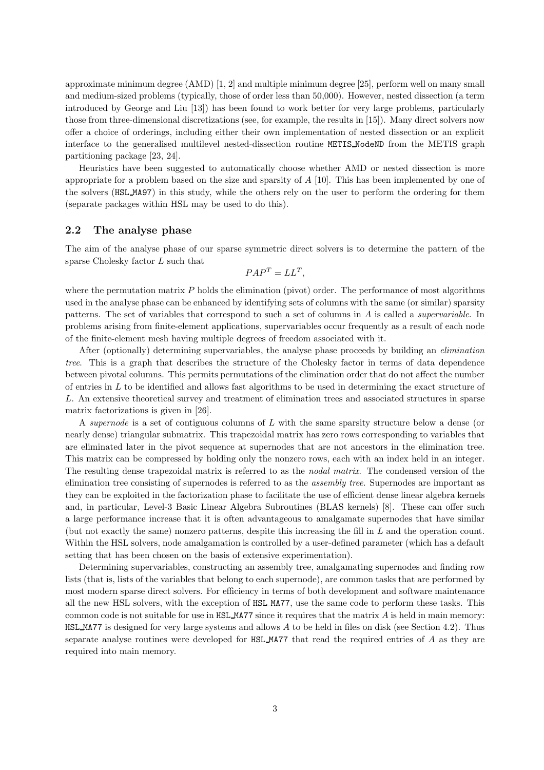approximate minimum degree (AMD) [1, 2] and multiple minimum degree [25], perform well on many small and medium-sized problems (typically, those of order less than 50,000). However, nested dissection (a term introduced by George and Liu [13]) has been found to work better for very large problems, particularly those from three-dimensional discretizations (see, for example, the results in [15]). Many direct solvers now offer a choice of orderings, including either their own implementation of nested dissection or an explicit interface to the generalised multilevel nested-dissection routine METIS_NodeND from the METIS graph partitioning package [23, 24].

Heuristics have been suggested to automatically choose whether AMD or nested dissection is more appropriate for a problem based on the size and sparsity of $A$ [10]. This has been implemented by one of the solvers (HSL_MA97) in this study, while the others rely on the user to perform the ordering for them (separate packages within HSL may be used to do this).

## 2.2 The analyse phase

The aim of the analyse phase of our sparse symmetric direct solvers is to determine the pattern of the sparse Cholesky factor $L$ such that

$$PAP^T = LL^T,$$

where the permutation matrix $P$ holds the elimination (pivot) order. The performance of most algorithms used in the analyse phase can be enhanced by identifying sets of columns with the same (or similar) sparsity patterns. The set of variables that correspond to such a set of columns in $A$ is called a *supervariable*. In problems arising from finite-element applications, supervariables occur frequently as a result of each node of the finite-element mesh having multiple degrees of freedom associated with it.

After (optionally) determining supervariables, the analyse phase proceeds by building an *elimination tree*. This is a graph that describes the structure of the Cholesky factor in terms of data dependence between pivotal columns. This permits permutations of the elimination order that do not affect the number of entries in $L$ to be identified and allows fast algorithms to be used in determining the exact structure of $L$. An extensive theoretical survey and treatment of elimination trees and associated structures in sparse matrix factorizations is given in [26].

A *supernode* is a set of contiguous columns of $L$ with the same sparsity structure below a dense (or nearly dense) triangular submatrix. This trapezoidal matrix has zero rows corresponding to variables that are eliminated later in the pivot sequence at supernodes that are not ancestors in the elimination tree. This matrix can be compressed by holding only the nonzero rows, each with an index held in an integer. The resulting dense trapezoidal matrix is referred to as the *nodal matrix*. The condensed version of the elimination tree consisting of supernodes is referred to as the *assembly tree*. Supernodes are important as they can be exploited in the factorization phase to facilitate the use of efficient dense linear algebra kernels and, in particular, Level-3 Basic Linear Algebra Subroutines (BLAS kernels) [8]. These can offer such a large performance increase that it is often advantageous to amalgamate supernodes that have similar (but not exactly the same) nonzero patterns, despite this increasing the fill in $L$ and the operation count. Within the HSL solvers, node amalgamation is controlled by a user-defined parameter (which has a default setting that has been chosen on the basis of extensive experimentation).

Determining supervariables, constructing an assembly tree, amalgamating supernodes and finding row lists (that is, lists of the variables that belong to each supernode), are common tasks that are performed by most modern sparse direct solvers. For efficiency in terms of both development and software maintenance all the new HSL solvers, with the exception of HSL_MA77, use the same code to perform these tasks. This common code is not suitable for use in HSL_MA77 since it requires that the matrix $A$ is held in main memory: HSL_MA77 is designed for very large systems and allows $A$ to be held in files on disk (see Section 4.2). Thus separate analyse routines were developed for HSL_MA77 that read the required entries of $A$ as they are required into main memory.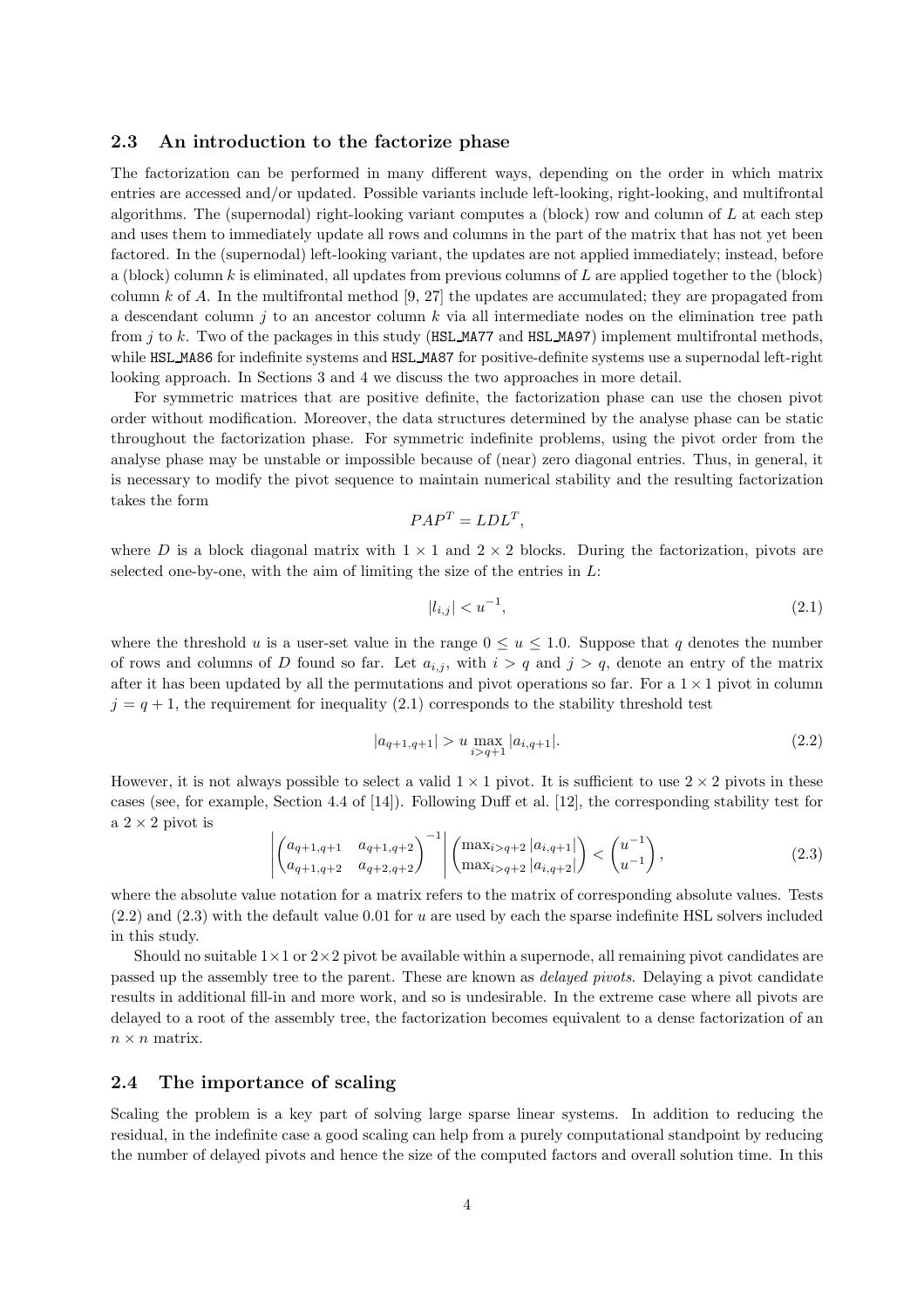### 2.3 An introduction to the factorize phase

The factorization can be performed in many different ways, depending on the order in which matrix entries are accessed and/or updated. Possible variants include left-looking, right-looking, and multifrontal algorithms. The (supernodal) right-looking variant computes a (block) row and column of $L$ at each step and uses them to immediately update all rows and columns in the part of the matrix that has not yet been factored. In the (supernodal) left-looking variant, the updates are not applied immediately; instead, before a (block) column $k$ is eliminated, all updates from previous columns of $L$ are applied together to the (block) column $k$ of $A$. In the multifrontal method [9, 27] the updates are accumulated; they are propagated from a descendant column $j$ to an ancestor column $k$ via all intermediate nodes on the elimination tree path from $j$ to $k$. Two of the packages in this study (`HSL_MA77` and `HSL_MA97`) implement multifrontal methods, while `HSL_MA86` for indefinite systems and `HSL_MA87` for positive-definite systems use a supernodal left-right looking approach. In Sections 3 and 4 we discuss the two approaches in more detail.

For symmetric matrices that are positive definite, the factorization phase can use the chosen pivot order without modification. Moreover, the data structures determined by the analyse phase can be static throughout the factorization phase. For symmetric indefinite problems, using the pivot order from the analyse phase may be unstable or impossible because of (near) zero diagonal entries. Thus, in general, it is necessary to modify the pivot sequence to maintain numerical stability and the resulting factorization takes the form

$$PAP^T = LDL^T,$$

where $D$ is a block diagonal matrix with $1 \times 1$ and $2 \times 2$ blocks. During the factorization, pivots are selected one-by-one, with the aim of limiting the size of the entries in $L$:

$$|l_{i,j}| < u^{-1}, \tag{2.1}$$

where the threshold $u$ is a user-set value in the range $0 \leq u \leq 1.0$. Suppose that $q$ denotes the number of rows and columns of $D$ found so far. Let $a_{i,j}$, with $i > q$ and $j > q$, denote an entry of the matrix after it has been updated by all the permutations and pivot operations so far. For a $1 \times 1$ pivot in column $j = q + 1$, the requirement for inequality (2.1) corresponds to the stability threshold test

$$|a_{q+1,q+1}| > u \max_{i>q+1} |a_{i,q+1}|. \tag{2.2}$$

However, it is not always possible to select a valid $1 \times 1$ pivot. It is sufficient to use $2 \times 2$ pivots in these cases (see, for example, Section 4.4 of [14]). Following Duff et al. [12], the corresponding stability test for a $2 \times 2$ pivot is

$$\left| \begin{pmatrix} a_{q+1,q+1} & a_{q+1,q+2} \\ a_{q+1,q+2} & a_{q+2,q+2} \end{pmatrix}^{-1} \right| \begin{pmatrix} \max_{i>q+2} |a_{i,q+1}| \\ \max_{i>q+2} |a_{i,q+2}| \end{pmatrix} < \begin{pmatrix} u^{-1} \\ u^{-1} \end{pmatrix}, \tag{2.3}$$

where the absolute value notation for a matrix refers to the matrix of corresponding absolute values. Tests (2.2) and (2.3) with the default value 0.01 for $u$ are used by each the sparse indefinite HSL solvers included in this study.

Should no suitable $1 \times 1$ or $2 \times 2$ pivot be available within a supernode, all remaining pivot candidates are passed up the assembly tree to the parent. These are known as *delayed pivots*. Delaying a pivot candidate results in additional fill-in and more work, and so is undesirable. In the extreme case where all pivots are delayed to a root of the assembly tree, the factorization becomes equivalent to a dense factorization of an $n \times n$ matrix.

### 2.4 The importance of scaling

Scaling the problem is a key part of solving large sparse linear systems. In addition to reducing the residual, in the indefinite case a good scaling can help from a purely computational standpoint by reducing the number of delayed pivots and hence the size of the computed factors and overall solution time. In this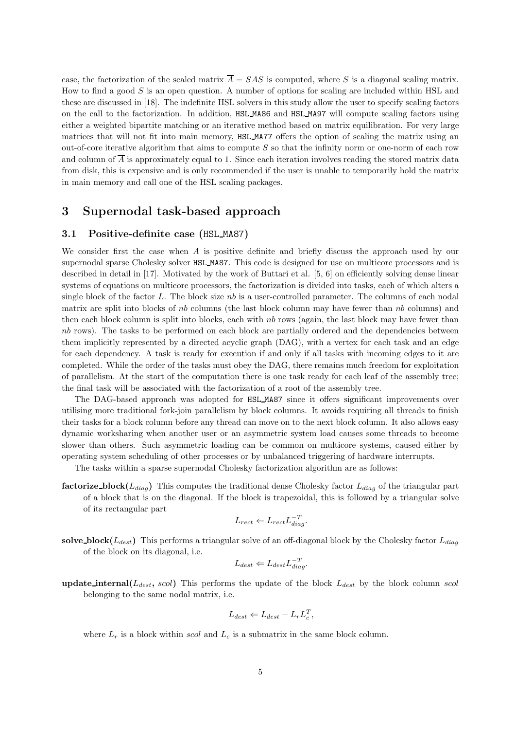case, the factorization of the scaled matrix $\overline{A} = SAS$ is computed, where $S$ is a diagonal scaling matrix. How to find a good $S$ is an open question. A number of options for scaling are included within HSL and these are discussed in [18]. The indefinite HSL solvers in this study allow the user to specify scaling factors on the call to the factorization. In addition, HSL_MA86 and HSL_MA97 will compute scaling factors using either a weighted bipartite matching or an iterative method based on matrix equilibration. For very large matrices that will not fit into main memory, HSL_MA77 offers the option of scaling the matrix using an out-of-core iterative algorithm that aims to compute $S$ so that the infinity norm or one-norm of each row and column of $\overline{A}$ is approximately equal to 1. Since each iteration involves reading the stored matrix data from disk, this is expensive and is only recommended if the user is unable to temporarily hold the matrix in main memory and call one of the HSL scaling packages.

# 3 Supernodal task-based approach

## 3.1 Positive-definite case (HSL_MA87)

We consider first the case when $A$ is positive definite and briefly discuss the approach used by our supernodal sparse Cholesky solver HSL_MA87. This code is designed for use on multicore processors and is described in detail in [17]. Motivated by the work of Buttari et al. [5, 6] on efficiently solving dense linear systems of equations on multicore processors, the factorization is divided into tasks, each of which alters a single block of the factor $L$. The block size $nb$ is a user-controlled parameter. The columns of each nodal matrix are split into blocks of $nb$ columns (the last block column may have fewer than $nb$ columns) and then each block column is split into blocks, each with $nb$ rows (again, the last block may have fewer than $nb$ rows). The tasks to be performed on each block are partially ordered and the dependencies between them implicitly represented by a directed acyclic graph (DAG), with a vertex for each task and an edge for each dependency. A task is ready for execution if and only if all tasks with incoming edges to it are completed. While the order of the tasks must obey the DAG, there remains much freedom for exploitation of parallelism. At the start of the computation there is one task ready for each leaf of the assembly tree; the final task will be associated with the factorization of a root of the assembly tree.

The DAG-based approach was adopted for HSL_MA87 since it offers significant improvements over utilising more traditional fork-join parallelism by block columns. It avoids requiring all threads to finish their tasks for a block column before any thread can move on to the next block column. It also allows easy dynamic worksharing when another user or an asymmetric system load causes some threads to become slower than others. Such asymmetric loading can be common on multicore systems, caused either by operating system scheduling of other processes or by unbalanced triggering of hardware interrupts.

The tasks within a sparse supernodal Cholesky factorization algorithm are as follows:

**factorize_block($L_{diag}$)** This computes the traditional dense Cholesky factor $L_{diag}$ of the triangular part of a block that is on the diagonal. If the block is trapezoidal, this is followed by a triangular solve of its rectangular part

$$L_{rect} \Leftarrow L_{rect} L_{diag}^{-T}.$$

**solve_block($L_{dest}$)** This performs a triangular solve of an off-diagonal block by the Cholesky factor $L_{diag}$ of the block on its diagonal, i.e.

$$L_{dest} \Leftarrow L_{dest} L_{diag}^{-T}.$$

**update_internal($L_{dest}$, *scol*)** This performs the update of the block $L_{dest}$ by the block column *scol* belonging to the same nodal matrix, i.e.

$$L_{dest} \Leftarrow L_{dest} - L_r L_c^T,$$

where $L_r$ is a block within *scol* and $L_c$ is a submatrix in the same block column.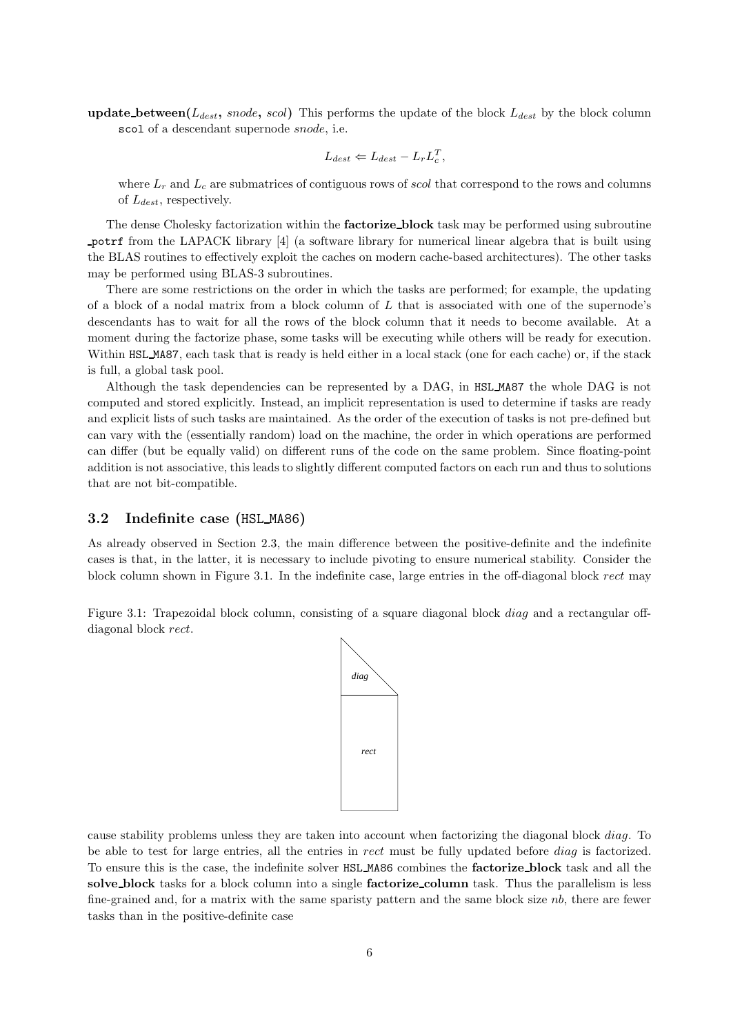**update_between($L_{dest}$, *snode*, *scol*)** This performs the update of the block $L_{dest}$ by the block column `scol` of a descendant supernode *snode*, i.e.

$$L_{dest} \Leftarrow L_{dest} - L_r L_c^T,$$

where $L_r$ and $L_c$ are submatrices of contiguous rows of *scol* that correspond to the rows and columns of $L_{dest}$, respectively.

The dense Cholesky factorization within the **factorize_block** task may be performed using subroutine `_potrf` from the LAPACK library [4] (a software library for numerical linear algebra that is built using the BLAS routines to effectively exploit the caches on modern cache-based architectures). The other tasks may be performed using BLAS-3 subroutines.

There are some restrictions on the order in which the tasks are performed; for example, the updating of a block of a nodal matrix from a block column of $L$ that is associated with one of the supernode's descendants has to wait for all the rows of the block column that it needs to become available. At a moment during the factorize phase, some tasks will be executing while others will be ready for execution. Within `HSL_MA87`, each task that is ready is held either in a local stack (one for each cache) or, if the stack is full, a global task pool.

Although the task dependencies can be represented by a DAG, in `HSL_MA87` the whole DAG is not computed and stored explicitly. Instead, an implicit representation is used to determine if tasks are ready and explicit lists of such tasks are maintained. As the order of the execution of tasks is not pre-defined but can vary with the (essentially random) load on the machine, the order in which operations are performed can differ (but be equally valid) on different runs of the code on the same problem. Since floating-point addition is not associative, this leads to slightly different computed factors on each run and thus to solutions that are not bit-compatible.

## 3.2 Indefinite case (`HSL_MA86`)

As already observed in Section 2.3, the main difference between the positive-definite and the indefinite cases is that, in the latter, it is necessary to include pivoting to ensure numerical stability. Consider the block column shown in Figure 3.1. In the indefinite case, large entries in the off-diagonal block *rect* may

Figure 3.1: Trapezoidal block column, consisting of a square diagonal block *diag* and a rectangular off-diagonal block *rect*.

cause stability problems unless they are taken into account when factorizing the diagonal block *diag*. To be able to test for large entries, all the entries in *rect* must be fully updated before *diag* is factorized. To ensure this is the case, the indefinite solver `HSL_MA86` combines the **factorize_block** task and all the **solve_block** tasks for a block column into a single **factorize_column** task. Thus the parallelism is less fine-grained and, for a matrix with the same sparisty pattern and the same block size *nb*, there are fewer tasks than in the positive-definite case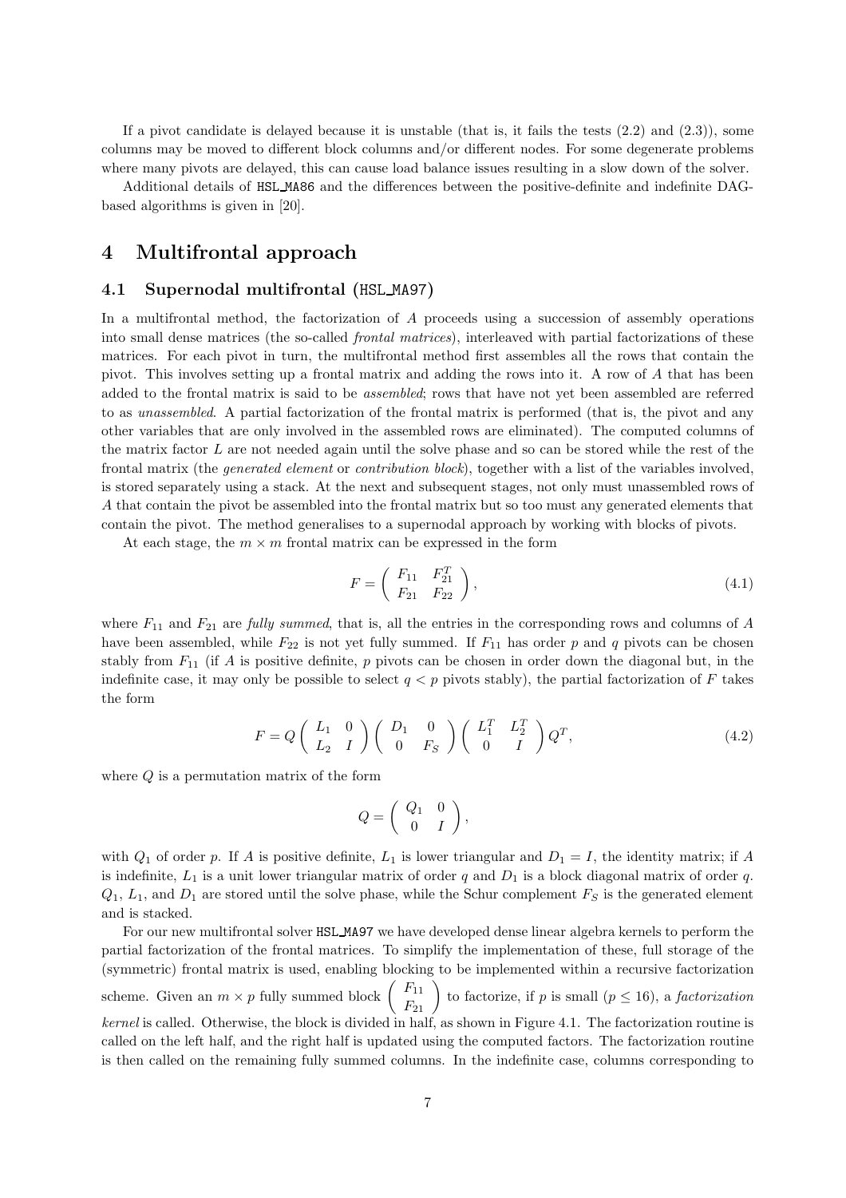If a pivot candidate is delayed because it is unstable (that is, it fails the tests (2.2) and (2.3)), some columns may be moved to different block columns and/or different nodes. For some degenerate problems where many pivots are delayed, this can cause load balance issues resulting in a slow down of the solver.

Additional details of HSL_MA86 and the differences between the positive-definite and indefinite DAG-based algorithms is given in [20].

# 4 Multifrontal approach

## 4.1 Supernodal multifrontal (HSL_MA97)

In a multifrontal method, the factorization of $A$ proceeds using a succession of assembly operations into small dense matrices (the so-called *frontal matrices*), interleaved with partial factorizations of these matrices. For each pivot in turn, the multifrontal method first assembles all the rows that contain the pivot. This involves setting up a frontal matrix and adding the rows into it. A row of $A$ that has been added to the frontal matrix is said to be *assembled*; rows that have not yet been assembled are referred to as *unassembled*. A partial factorization of the frontal matrix is performed (that is, the pivot and any other variables that are only involved in the assembled rows are eliminated). The computed columns of the matrix factor $L$ are not needed again until the solve phase and so can be stored while the rest of the frontal matrix (the *generated element* or *contribution block*), together with a list of the variables involved, is stored separately using a stack. At the next and subsequent stages, not only must unassembled rows of $A$ that contain the pivot be assembled into the frontal matrix but so too must any generated elements that contain the pivot. The method generalises to a supernodal approach by working with blocks of pivots.

At each stage, the $m \times m$ frontal matrix can be expressed in the form

$$F = \begin{pmatrix} F_{11} & F_{21}^T \\ F_{21} & F_{22} \end{pmatrix}, \tag{4.1}$$

where $F_{11}$ and $F_{21}$ are *fully summed*, that is, all the entries in the corresponding rows and columns of $A$ have been assembled, while $F_{22}$ is not yet fully summed. If $F_{11}$ has order $p$ and $q$ pivots can be chosen stably from $F_{11}$ (if $A$ is positive definite, $p$ pivots can be chosen in order down the diagonal but, in the indefinite case, it may only be possible to select $q < p$ pivots stably), the partial factorization of $F$ takes the form

$$F = Q \begin{pmatrix} L_1 & 0 \\ L_2 & I \end{pmatrix} \begin{pmatrix} D_1 & 0 \\ 0 & F_S \end{pmatrix} \begin{pmatrix} L_1^T & L_2^T \\ 0 & I \end{pmatrix} Q^T, \tag{4.2}$$

where $Q$ is a permutation matrix of the form

$$Q = \begin{pmatrix} Q_1 & 0 \\ 0 & I \end{pmatrix},$$

with $Q_1$ of order $p$. If $A$ is positive definite, $L_1$ is lower triangular and $D_1 = I$, the identity matrix; if $A$ is indefinite, $L_1$ is a unit lower triangular matrix of order $q$ and $D_1$ is a block diagonal matrix of order $q$. $Q_1$, $L_1$, and $D_1$ are stored until the solve phase, while the Schur complement $F_S$ is the generated element and is stacked.

For our new multifrontal solver HSL_MA97 we have developed dense linear algebra kernels to perform the partial factorization of the frontal matrices. To simplify the implementation of these, full storage of the (symmetric) frontal matrix is used, enabling blocking to be implemented within a recursive factorization scheme. Given an $m \times p$ fully summed block $\begin{pmatrix} F_{11} \\ F_{21} \end{pmatrix}$ to factorize, if $p$ is small ($p \leq 16$), a *factorization kernel* is called. Otherwise, the block is divided in half, as shown in Figure 4.1. The factorization routine is called on the left half, and the right half is updated using the computed factors. The factorization routine is then called on the remaining fully summed columns. In the indefinite case, columns corresponding to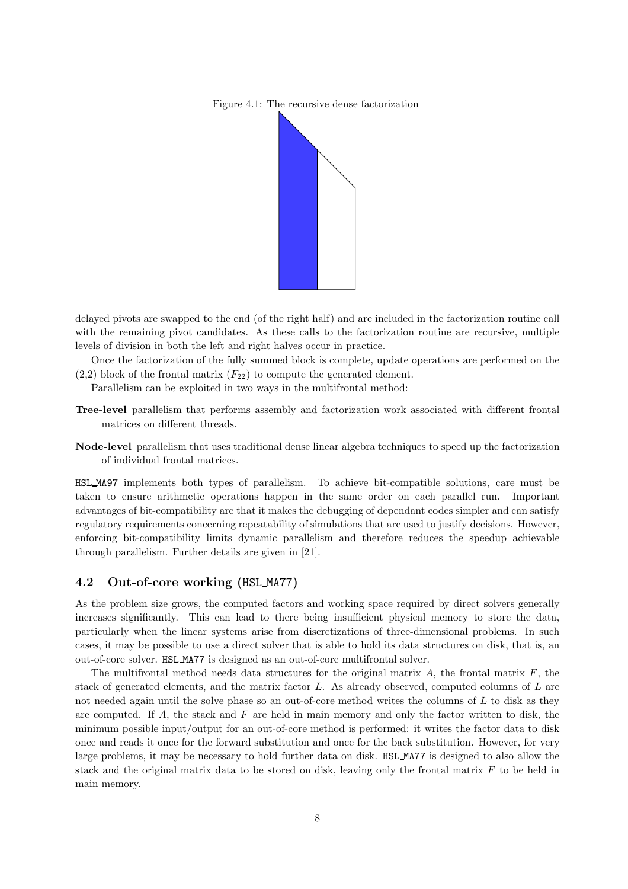Figure 4.1: The recursive dense factorization

delayed pivots are swapped to the end (of the right half) and are included in the factorization routine call with the remaining pivot candidates. As these calls to the factorization routine are recursive, multiple levels of division in both the left and right halves occur in practice.

Once the factorization of the fully summed block is complete, update operations are performed on the (2,2) block of the frontal matrix ($F_{22}$) to compute the generated element.

Parallelism can be exploited in two ways in the multifrontal method:

**Tree-level** parallelism that performs assembly and factorization work associated with different frontal matrices on different threads.

**Node-level** parallelism that uses traditional dense linear algebra techniques to speed up the factorization of individual frontal matrices.

HSL_MA97 implements both types of parallelism. To achieve bit-compatible solutions, care must be taken to ensure arithmetic operations happen in the same order on each parallel run. Important advantages of bit-compatibility are that it makes the debugging of dependant codes simpler and can satisfy regulatory requirements concerning repeatability of simulations that are used to justify decisions. However, enforcing bit-compatibility limits dynamic parallelism and therefore reduces the speedup achievable through parallelism. Further details are given in [21].

## 4.2 Out-of-core working (HSL_MA77)

As the problem size grows, the computed factors and working space required by direct solvers generally increases significantly. This can lead to there being insufficient physical memory to store the data, particularly when the linear systems arise from discretizations of three-dimensional problems. In such cases, it may be possible to use a direct solver that is able to hold its data structures on disk, that is, an out-of-core solver. HSL_MA77 is designed as an out-of-core multifrontal solver.

The multifrontal method needs data structures for the original matrix $A$, the frontal matrix $F$, the stack of generated elements, and the matrix factor $L$. As already observed, computed columns of $L$ are not needed again until the solve phase so an out-of-core method writes the columns of $L$ to disk as they are computed. If $A$, the stack and $F$ are held in main memory and only the factor written to disk, the minimum possible input/output for an out-of-core method is performed: it writes the factor data to disk once and reads it once for the forward substitution and once for the back substitution. However, for very large problems, it may be necessary to hold further data on disk. HSL_MA77 is designed to also allow the stack and the original matrix data to be stored on disk, leaving only the frontal matrix $F$ to be held in main memory.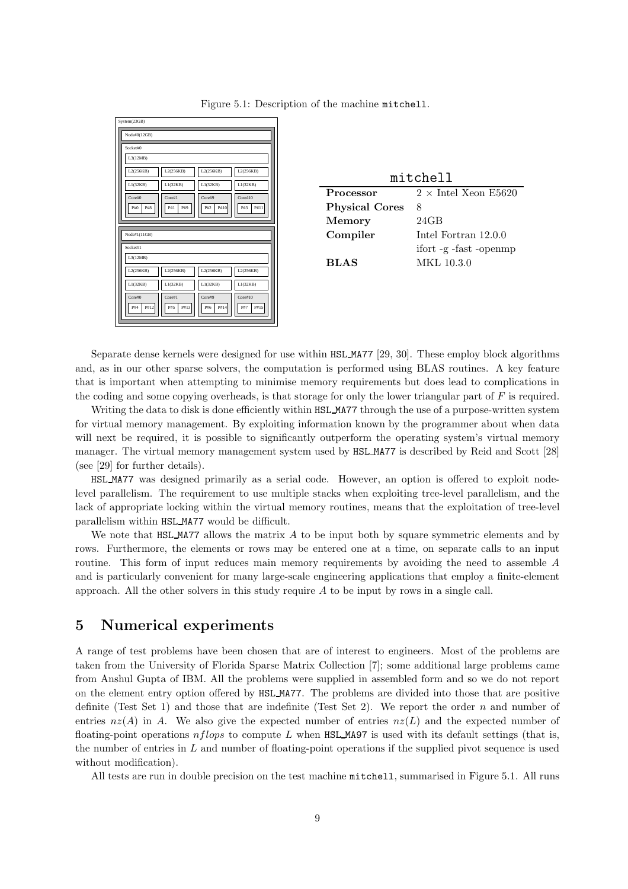Figure 5.1: Description of the machine mitchell.

| mitchell | |
|---|---|
| **Processor** | 2 × Intel Xeon E5620 |
| **Physical Cores** | 8 |
| **Memory** | 24GB |
| **Compiler** | Intel Fortran 12.0.0 |
| | ifort -g -fast -openmp |
| **BLAS** | MKL 10.3.0 |

Separate dense kernels were designed for use within HSL_MA77 [29, 30]. These employ block algorithms and, as in our other sparse solvers, the computation is performed using BLAS routines. A key feature that is important when attempting to minimise memory requirements but does lead to complications in the coding and some copying overheads, is that storage for only the lower triangular part of $F$ is required.

Writing the data to disk is done efficiently within HSL_MA77 through the use of a purpose-written system for virtual memory management. By exploiting information known by the programmer about when data will next be required, it is possible to significantly outperform the operating system's virtual memory manager. The virtual memory management system used by HSL_MA77 is described by Reid and Scott [28] (see [29] for further details).

HSL_MA77 was designed primarily as a serial code. However, an option is offered to exploit node-level parallelism. The requirement to use multiple stacks when exploiting tree-level parallelism, and the lack of appropriate locking within the virtual memory routines, means that the exploitation of tree-level parallelism within HSL_MA77 would be difficult.

We note that HSL_MA77 allows the matrix $A$ to be input both by square symmetric elements and by rows. Furthermore, the elements or rows may be entered one at a time, on separate calls to an input routine. This form of input reduces main memory requirements by avoiding the need to assemble $A$ and is particularly convenient for many large-scale engineering applications that employ a finite-element approach. All the other solvers in this study require $A$ to be input by rows in a single call.

# 5 Numerical experiments

A range of test problems have been chosen that are of interest to engineers. Most of the problems are taken from the University of Florida Sparse Matrix Collection [7]; some additional large problems came from Anshul Gupta of IBM. All the problems were supplied in assembled form and so we do not report on the element entry option offered by HSL_MA77. The problems are divided into those that are positive definite (Test Set 1) and those that are indefinite (Test Set 2). We report the order $n$ and number of entries $nz(A)$ in $A$. We also give the expected number of entries $nz(L)$ and the expected number of floating-point operations $nflops$ to compute $L$ when HSL_MA97 is used with its default settings (that is, the number of entries in $L$ and number of floating-point operations if the supplied pivot sequence is used without modification).

All tests are run in double precision on the test machine mitchell, summarised in Figure 5.1. All runs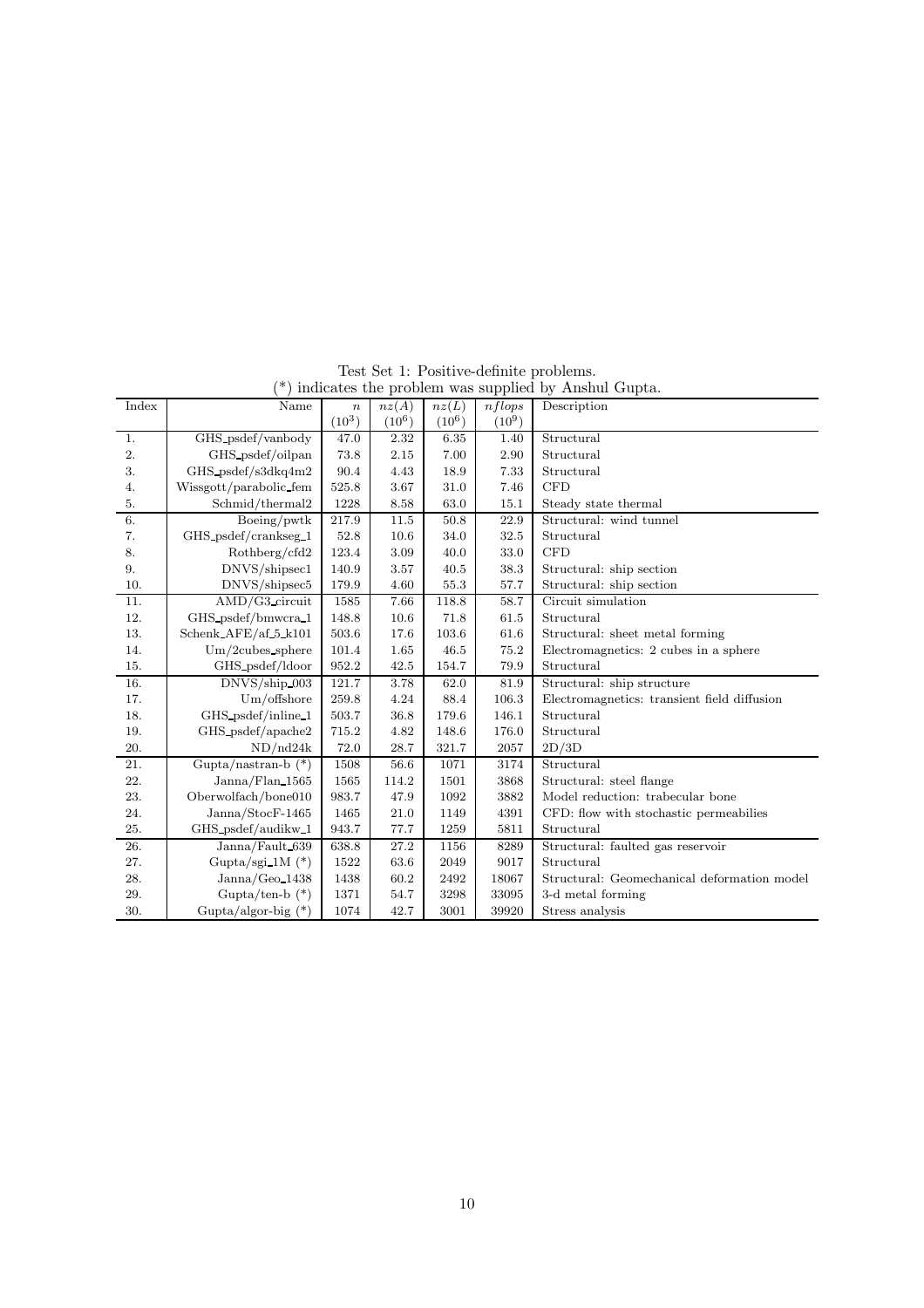Test Set 1: Positive-definite problems.
(*) indicates the problem was supplied by Anshul Gupta.

| Index | Name | $n$ $(10^3)$ | $nz(A)$ $(10^6)$ | $nz(L)$ $(10^6)$ | $nflops$ $(10^9)$ | Description |
|---|---|---|---|---|---|---|
| 1. | GHS_psdef/vanbody | 47.0 | 2.32 | 6.35 | 1.40 | Structural |
| 2. | GHS_psdef/oilpan | 73.8 | 2.15 | 7.00 | 2.90 | Structural |
| 3. | GHS_psdef/s3dkq4m2 | 90.4 | 4.43 | 18.9 | 7.33 | Structural |
| 4. | Wissgott/parabolic_fem | 525.8 | 3.67 | 31.0 | 7.46 | CFD |
| 5. | Schmid/thermal2 | 1228 | 8.58 | 63.0 | 15.1 | Steady state thermal |
| 6. | Boeing/pwtk | 217.9 | 11.5 | 50.8 | 22.9 | Structural: wind tunnel |
| 7. | GHS_psdef/crankseg_1 | 52.8 | 10.6 | 34.0 | 32.5 | Structural |
| 8. | Rothberg/cfd2 | 123.4 | 3.09 | 40.0 | 33.0 | CFD |
| 9. | DNVS/shipsec1 | 140.9 | 3.57 | 40.5 | 38.3 | Structural: ship section |
| 10. | DNVS/shipsec5 | 179.9 | 4.60 | 55.3 | 57.7 | Structural: ship section |
| 11. | AMD/G3_circuit | 1585 | 7.66 | 118.8 | 58.7 | Circuit simulation |
| 12. | GHS_psdef/bmwcra_1 | 148.8 | 10.6 | 71.8 | 61.5 | Structural |
| 13. | Schenk_AFE/af_5_k101 | 503.6 | 17.6 | 103.6 | 61.6 | Structural: sheet metal forming |
| 14. | Um/2cubes_sphere | 101.4 | 1.65 | 46.5 | 75.2 | Electromagnetics: 2 cubes in a sphere |
| 15. | GHS_psdef/ldoor | 952.2 | 42.5 | 154.7 | 79.9 | Structural |
| 16. | DNVS/ship_003 | 121.7 | 3.78 | 62.0 | 81.9 | Structural: ship structure |
| 17. | Um/offshore | 259.8 | 4.24 | 88.4 | 106.3 | Electromagnetics: transient field diffusion |
| 18. | GHS_psdef/inline_1 | 503.7 | 36.8 | 179.6 | 146.1 | Structural |
| 19. | GHS_psdef/apache2 | 715.2 | 4.82 | 148.6 | 176.0 | Structural |
| 20. | ND/nd24k | 72.0 | 28.7 | 321.7 | 2057 | 2D/3D |
| 21. | Gupta/nastran-b (*) | 1508 | 56.6 | 1071 | 3174 | Structural |
| 22. | Janna/Flan_1565 | 1565 | 114.2 | 1501 | 3868 | Structural: steel flange |
| 23. | Oberwolfach/bone010 | 983.7 | 47.9 | 1092 | 3882 | Model reduction: trabecular bone |
| 24. | Janna/StocF-1465 | 1465 | 21.0 | 1149 | 4391 | CFD: flow with stochastic permeabilies |
| 25. | GHS_psdef/audikw_1 | 943.7 | 77.7 | 1259 | 5811 | Structural |
| 26. | Janna/Fault_639 | 638.8 | 27.2 | 1156 | 8289 | Structural: faulted gas reservoir |
| 27. | Gupta/sgi_1M (*) | 1522 | 63.6 | 2049 | 9017 | Structural |
| 28. | Janna/Geo_1438 | 1438 | 60.2 | 2492 | 18067 | Structural: Geomechanical deformation model |
| 29. | Gupta/ten-b (*) | 1371 | 54.7 | 3298 | 33095 | 3-d metal forming |
| 30. | Gupta/algor-big (*) | 1074 | 42.7 | 3001 | 39920 | Stress analysis |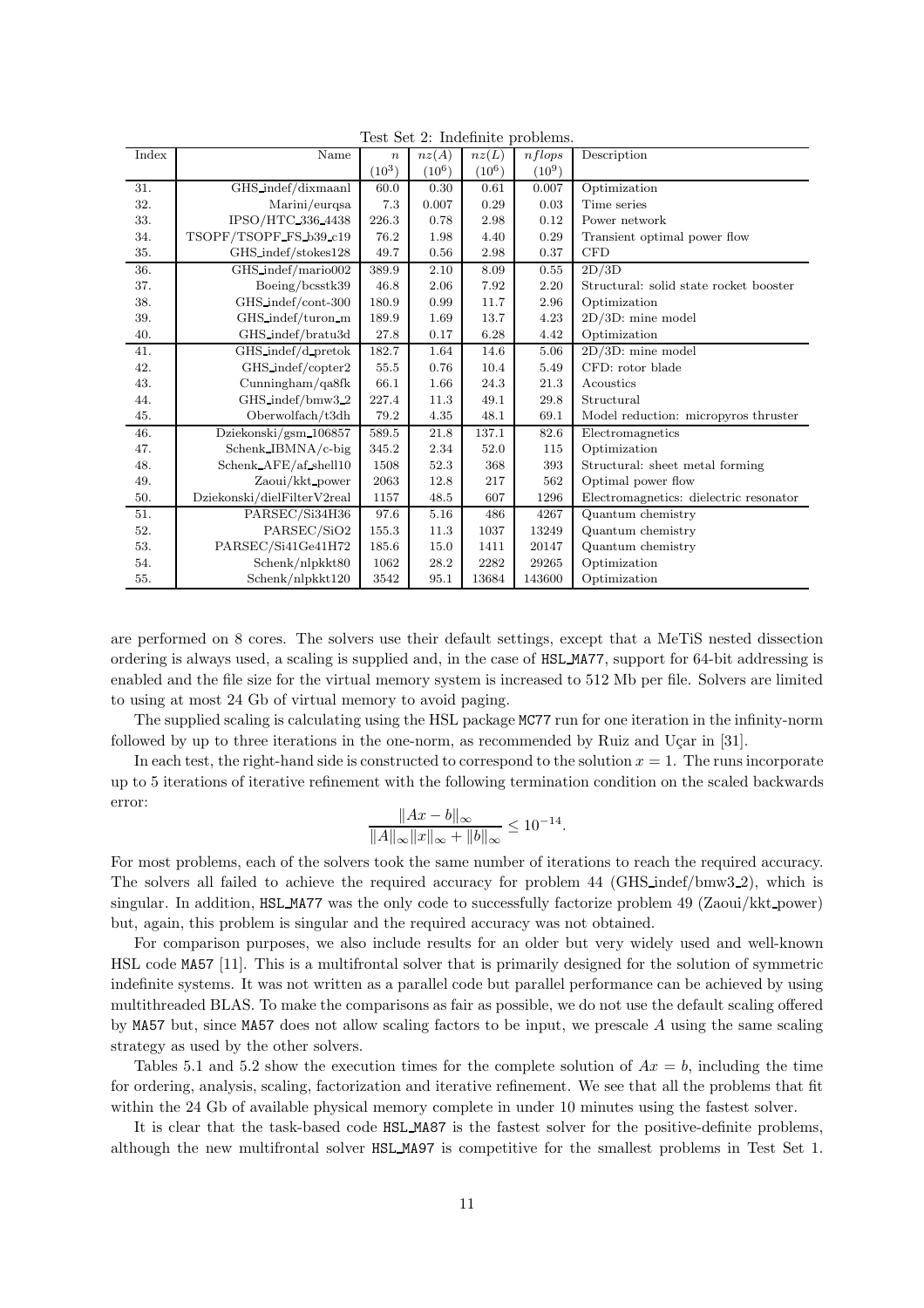Test Set 2: Indefinite problems.

| Index | Name | $n$ $(10^3)$ | $nz(A)$ $(10^6)$ | $nz(L)$ $(10^6)$ | $nflops$ $(10^9)$ | Description |
|---|---|---|---|---|---|---|
| 31. | GHS_indef/dixmaanl | 60.0 | 0.30 | 0.61 | 0.007 | Optimization |
| 32. | Marini/eurqsa | 7.3 | 0.007 | 0.29 | 0.03 | Time series |
| 33. | IPSO/HTC_336_4438 | 226.3 | 0.78 | 2.98 | 0.12 | Power network |
| 34. | TSOPF/TSOPF_FS_b39_c19 | 76.2 | 1.98 | 4.40 | 0.29 | Transient optimal power flow |
| 35. | GHS_indef/stokes128 | 49.7 | 0.56 | 2.98 | 0.37 | CFD |
| 36. | GHS_indef/mario002 | 389.9 | 2.10 | 8.09 | 0.55 | 2D/3D |
| 37. | Boeing/bcsstk39 | 46.8 | 2.06 | 7.92 | 2.20 | Structural: solid state rocket booster |
| 38. | GHS_indef/cont-300 | 180.9 | 0.99 | 11.7 | 2.96 | Optimization |
| 39. | GHS_indef/turon_m | 189.9 | 1.69 | 13.7 | 4.23 | 2D/3D: mine model |
| 40. | GHS_indef/bratu3d | 27.8 | 0.17 | 6.28 | 4.42 | Optimization |
| 41. | GHS_indef/d_pretok | 182.7 | 1.64 | 14.6 | 5.06 | 2D/3D: mine model |
| 42. | GHS_indef/copter2 | 55.5 | 0.76 | 10.4 | 5.49 | CFD: rotor blade |
| 43. | Cunningham/qa8fk | 66.1 | 1.66 | 24.3 | 21.3 | Acoustics |
| 44. | GHS_indef/bmw3_2 | 227.4 | 11.3 | 49.1 | 29.8 | Structural |
| 45. | Oberwolfach/t3dh | 79.2 | 4.35 | 48.1 | 69.1 | Model reduction: micropyros thruster |
| 46. | Dziekonski/gsm_106857 | 589.5 | 21.8 | 137.1 | 82.6 | Electromagnetics |
| 47. | Schenk_IBMNA/c-big | 345.2 | 2.34 | 52.0 | 115 | Optimization |
| 48. | Schenk_AFE/af_shell10 | 1508 | 52.3 | 368 | 393 | Structural: sheet metal forming |
| 49. | Zaoui/kkt_power | 2063 | 12.8 | 217 | 562 | Optimal power flow |
| 50. | Dziekonski/dielFilterV2real | 1157 | 48.5 | 607 | 1296 | Electromagnetics: dielectric resonator |
| 51. | PARSEC/Si34H36 | 97.6 | 5.16 | 486 | 4267 | Quantum chemistry |
| 52. | PARSEC/SiO2 | 155.3 | 11.3 | 1037 | 13249 | Quantum chemistry |
| 53. | PARSEC/Si41Ge41H72 | 185.6 | 15.0 | 1411 | 20147 | Quantum chemistry |
| 54. | Schenk/nlpkkt80 | 1062 | 28.2 | 2282 | 29265 | Optimization |
| 55. | Schenk/nlpkkt120 | 3542 | 95.1 | 13684 | 143600 | Optimization |

are performed on 8 cores. The solvers use their default settings, except that a MeTiS nested dissection ordering is always used, a scaling is supplied and, in the case of HSL_MA77, support for 64-bit addressing is enabled and the file size for the virtual memory system is increased to 512 Mb per file. Solvers are limited to using at most 24 Gb of virtual memory to avoid paging.

The supplied scaling is calculating using the HSL package MC77 run for one iteration in the infinity-norm followed by up to three iterations in the one-norm, as recommended by Ruiz and Uçar in [31].

In each test, the right-hand side is constructed to correspond to the solution $x = 1$. The runs incorporate up to 5 iterations of iterative refinement with the following termination condition on the scaled backwards error:

$$\frac{\|Ax - b\|_\infty}{\|A\|_\infty \|x\|_\infty + \|b\|_\infty} \leq 10^{-14}.$$

For most problems, each of the solvers took the same number of iterations to reach the required accuracy. The solvers all failed to achieve the required accuracy for problem 44 (GHS_indef/bmw3_2), which is singular. In addition, HSL_MA77 was the only code to successfully factorize problem 49 (Zaoui/kkt_power) but, again, this problem is singular and the required accuracy was not obtained.

For comparison purposes, we also include results for an older but very widely used and well-known HSL code MA57 [11]. This is a multifrontal solver that is primarily designed for the solution of symmetric indefinite systems. It was not written as a parallel code but parallel performance can be achieved by using multithreaded BLAS. To make the comparisons as fair as possible, we do not use the default scaling offered by MA57 but, since MA57 does not allow scaling factors to be input, we prescale $A$ using the same scaling strategy as used by the other solvers.

Tables 5.1 and 5.2 show the execution times for the complete solution of $Ax = b$, including the time for ordering, analysis, scaling, factorization and iterative refinement. We see that all the problems that fit within the 24 Gb of available physical memory complete in under 10 minutes using the fastest solver.

It is clear that the task-based code HSL_MA87 is the fastest solver for the positive-definite problems, although the new multifrontal solver HSL_MA97 is competitive for the smallest problems in Test Set 1.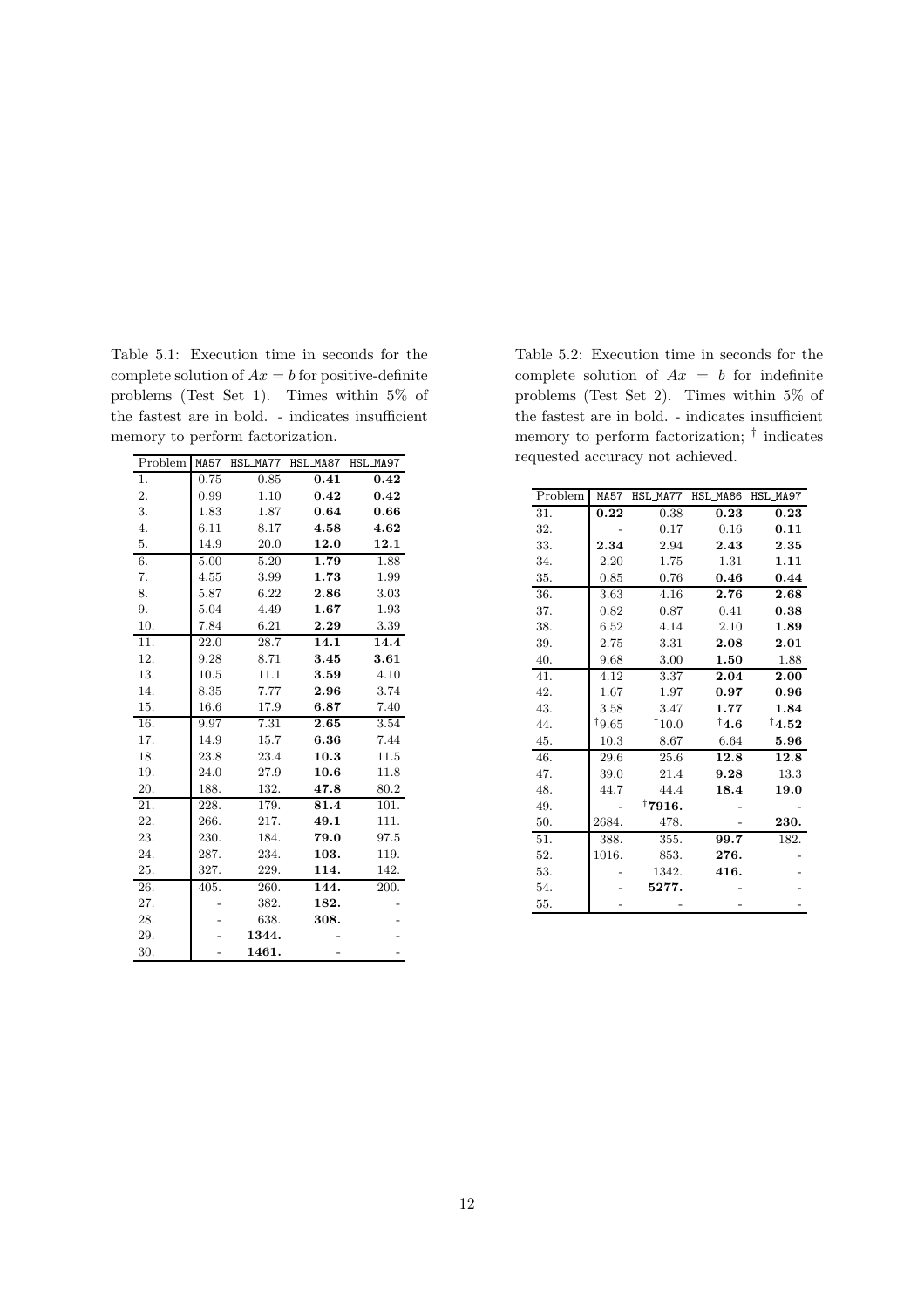Table 5.1: Execution time in seconds for the complete solution of $Ax = b$ for positive-definite problems (Test Set 1). Times within 5% of the fastest are in bold. - indicates insufficient memory to perform factorization.

| Problem | MA57 | HSL_MA77 | HSL_MA87 | HSL_MA97 |
|---|---|---|---|---|
| 1. | 0.75 | 0.85 | **0.41** | **0.42** |
| 2. | 0.99 | 1.10 | **0.42** | **0.42** |
| 3. | 1.83 | 1.87 | **0.64** | **0.66** |
| 4. | 6.11 | 8.17 | **4.58** | **4.62** |
| 5. | 14.9 | 20.0 | **12.0** | **12.1** |
| 6. | 5.00 | 5.20 | **1.79** | 1.88 |
| 7. | 4.55 | 3.99 | **1.73** | 1.99 |
| 8. | 5.87 | 6.22 | **2.86** | 3.03 |
| 9. | 5.04 | 4.49 | **1.67** | 1.93 |
| 10. | 7.84 | 6.21 | **2.29** | 3.39 |
| 11. | 22.0 | 28.7 | **14.1** | **14.4** |
| 12. | 9.28 | 8.71 | **3.45** | **3.61** |
| 13. | 10.5 | 11.1 | **3.59** | 4.10 |
| 14. | 8.35 | 7.77 | **2.96** | 3.74 |
| 15. | 16.6 | 17.9 | **6.87** | 7.40 |
| 16. | 9.97 | 7.31 | **2.65** | 3.54 |
| 17. | 14.9 | 15.7 | **6.36** | 7.44 |
| 18. | 23.8 | 23.4 | **10.3** | 11.5 |
| 19. | 24.0 | 27.9 | **10.6** | 11.8 |
| 20. | 188. | 132. | **47.8** | 80.2 |
| 21. | 228. | 179. | **81.4** | 101. |
| 22. | 266. | 217. | **49.1** | 111. |
| 23. | 230. | 184. | **79.0** | 97.5 |
| 24. | 287. | 234. | **103.** | 119. |
| 25. | 327. | 229. | **114.** | 142. |
| 26. | 405. | 260. | **144.** | 200. |
| 27. | - | 382. | **182.** | - |
| 28. | - | 638. | **308.** | - |
| 29. | - | **1344.** | - | - |
| 30. | - | **1461.** | - | - |

Table 5.2: Execution time in seconds for the complete solution of $Ax = b$ for indefinite problems (Test Set 2). Times within 5% of the fastest are in bold. - indicates insufficient memory to perform factorization; † indicates requested accuracy not achieved.

| Problem | MA57 | HSL_MA77 | HSL_MA86 | HSL_MA97 |
|---|---|---|---|---|
| 31. | **0.22** | 0.38 | **0.23** | **0.23** |
| 32. | - | 0.17 | 0.16 | **0.11** |
| 33. | **2.34** | 2.94 | **2.43** | **2.35** |
| 34. | 2.20 | 1.75 | 1.31 | **1.11** |
| 35. | 0.85 | 0.76 | **0.46** | **0.44** |
| 36. | 3.63 | 4.16 | **2.76** | **2.68** |
| 37. | 0.82 | 0.87 | 0.41 | **0.38** |
| 38. | 6.52 | 4.14 | 2.10 | **1.89** |
| 39. | 2.75 | 3.31 | **2.08** | **2.01** |
| 40. | 9.68 | 3.00 | **1.50** | 1.88 |
| 41. | 4.12 | 3.37 | **2.04** | **2.00** |
| 42. | 1.67 | 1.97 | **0.97** | **0.96** |
| 43. | 3.58 | 3.47 | **1.77** | **1.84** |
| 44. | †9.65 | †10.0 | †**4.6** | †**4.52** |
| 45. | 10.3 | 8.67 | 6.64 | **5.96** |
| 46. | 29.6 | 25.6 | **12.8** | **12.8** |
| 47. | 39.0 | 21.4 | **9.28** | 13.3 |
| 48. | 44.7 | 44.4 | **18.4** | **19.0** |
| 49. | - | †**7916.** | - | - |
| 50. | 2684. | 478. | - | **230.** |
| 51. | 388. | 355. | **99.7** | 182. |
| 52. | 1016. | 853. | **276.** | - |
| 53. | - | 1342. | **416.** | - |
| 54. | - | **5277.** | - | - |
| 55. | - | - | - | - |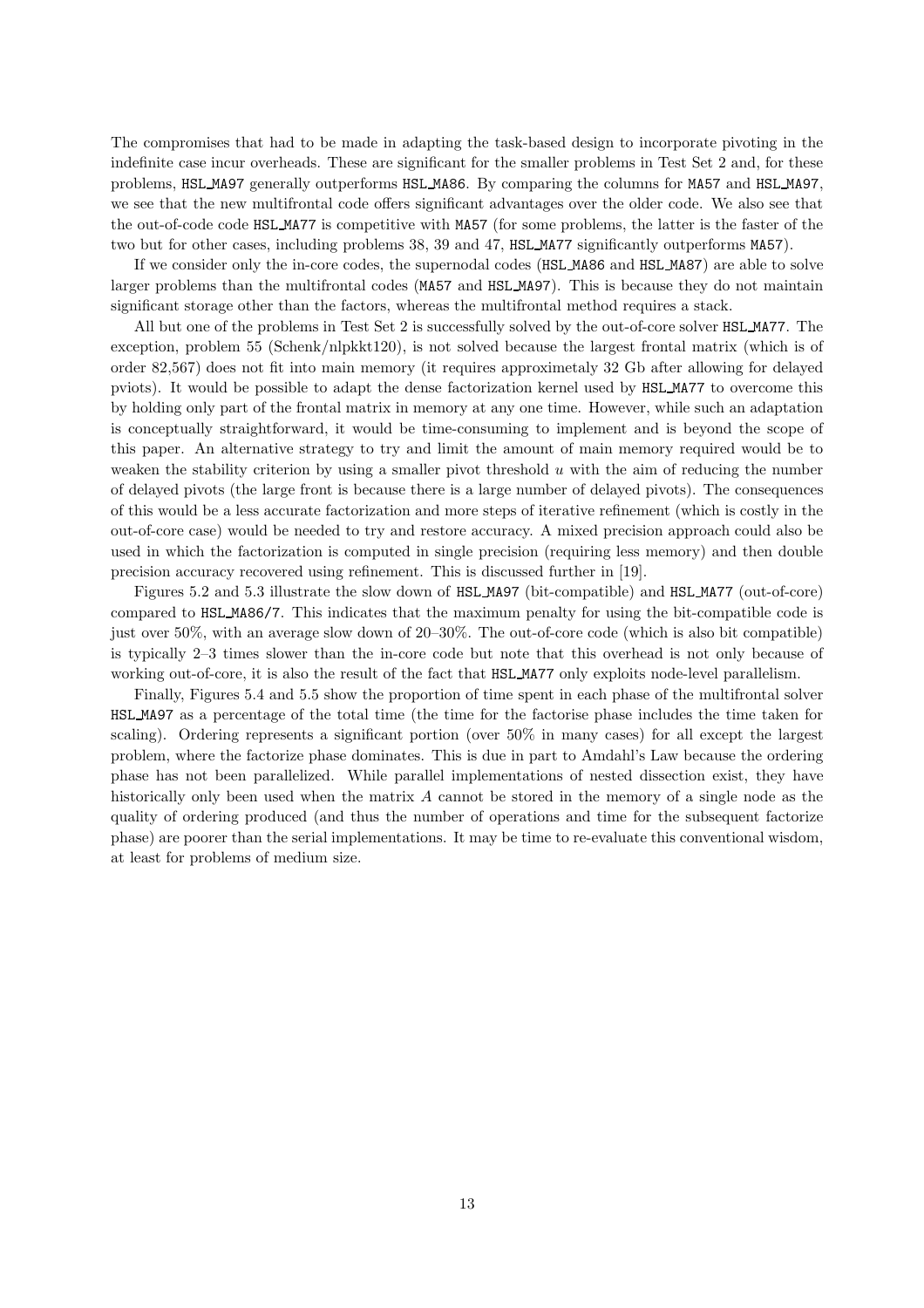The compromises that had to be made in adapting the task-based design to incorporate pivoting in the indefinite case incur overheads. These are significant for the smaller problems in Test Set 2 and, for these problems, HSL_MA97 generally outperforms HSL_MA86. By comparing the columns for MA57 and HSL_MA97, we see that the new multifrontal code offers significant advantages over the older code. We also see that the out-of-code code HSL_MA77 is competitive with MA57 (for some problems, the latter is the faster of the two but for other cases, including problems 38, 39 and 47, HSL_MA77 significantly outperforms MA57).

If we consider only the in-core codes, the supernodal codes (HSL_MA86 and HSL_MA87) are able to solve larger problems than the multifrontal codes (MA57 and HSL_MA97). This is because they do not maintain significant storage other than the factors, whereas the multifrontal method requires a stack.

All but one of the problems in Test Set 2 is successfully solved by the out-of-core solver HSL_MA77. The exception, problem 55 (Schenk/nlpkkt120), is not solved because the largest frontal matrix (which is of order 82,567) does not fit into main memory (it requires approximetaly 32 Gb after allowing for delayed pviots). It would be possible to adapt the dense factorization kernel used by HSL_MA77 to overcome this by holding only part of the frontal matrix in memory at any one time. However, while such an adaptation is conceptually straightforward, it would be time-consuming to implement and is beyond the scope of this paper. An alternative strategy to try and limit the amount of main memory required would be to weaken the stability criterion by using a smaller pivot threshold $u$ with the aim of reducing the number of delayed pivots (the large front is because there is a large number of delayed pivots). The consequences of this would be a less accurate factorization and more steps of iterative refinement (which is costly in the out-of-core case) would be needed to try and restore accuracy. A mixed precision approach could also be used in which the factorization is computed in single precision (requiring less memory) and then double precision accuracy recovered using refinement. This is discussed further in [19].

Figures 5.2 and 5.3 illustrate the slow down of HSL_MA97 (bit-compatible) and HSL_MA77 (out-of-core) compared to HSL_MA86/7. This indicates that the maximum penalty for using the bit-compatible code is just over 50%, with an average slow down of 20–30%. The out-of-core code (which is also bit compatible) is typically 2–3 times slower than the in-core code but note that this overhead is not only because of working out-of-core, it is also the result of the fact that HSL_MA77 only exploits node-level parallelism.

Finally, Figures 5.4 and 5.5 show the proportion of time spent in each phase of the multifrontal solver HSL_MA97 as a percentage of the total time (the time for the factorise phase includes the time taken for scaling). Ordering represents a significant portion (over 50% in many cases) for all except the largest problem, where the factorize phase dominates. This is due in part to Amdahl's Law because the ordering phase has not been parallelized. While parallel implementations of nested dissection exist, they have historically only been used when the matrix $A$ cannot be stored in the memory of a single node as the quality of ordering produced (and thus the number of operations and time for the subsequent factorize phase) are poorer than the serial implementations. It may be time to re-evaluate this conventional wisdom, at least for problems of medium size.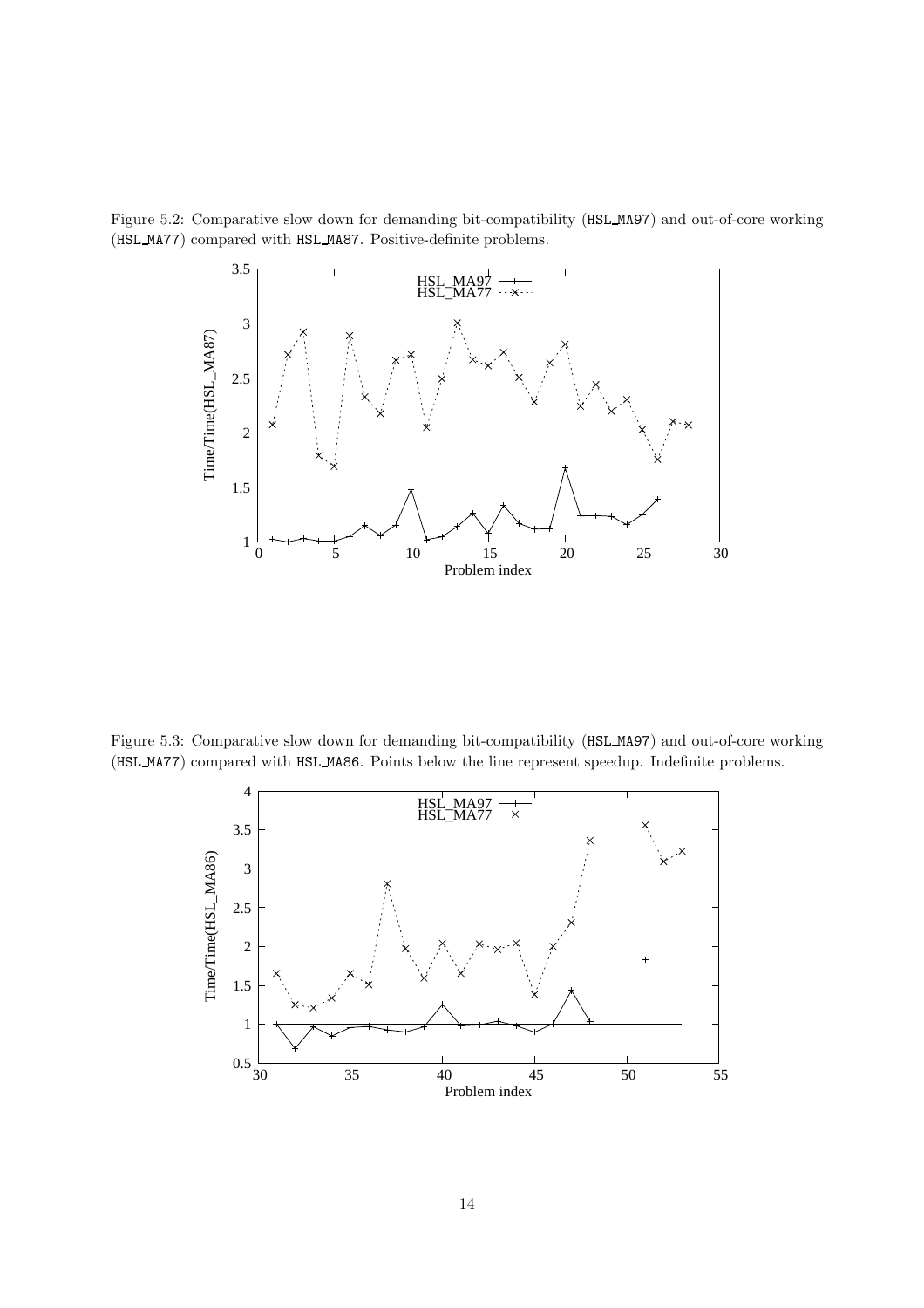Figure 5.2: Comparative slow down for demanding bit-compatibility (`HSL_MA97`) and out-of-core working (`HSL_MA77`) compared with `HSL_MA87`. Positive-definite problems.

Figure 5.3: Comparative slow down for demanding bit-compatibility (`HSL_MA97`) and out-of-core working (`HSL_MA77`) compared with `HSL_MA86`. Points below the line represent speedup. Indefinite problems.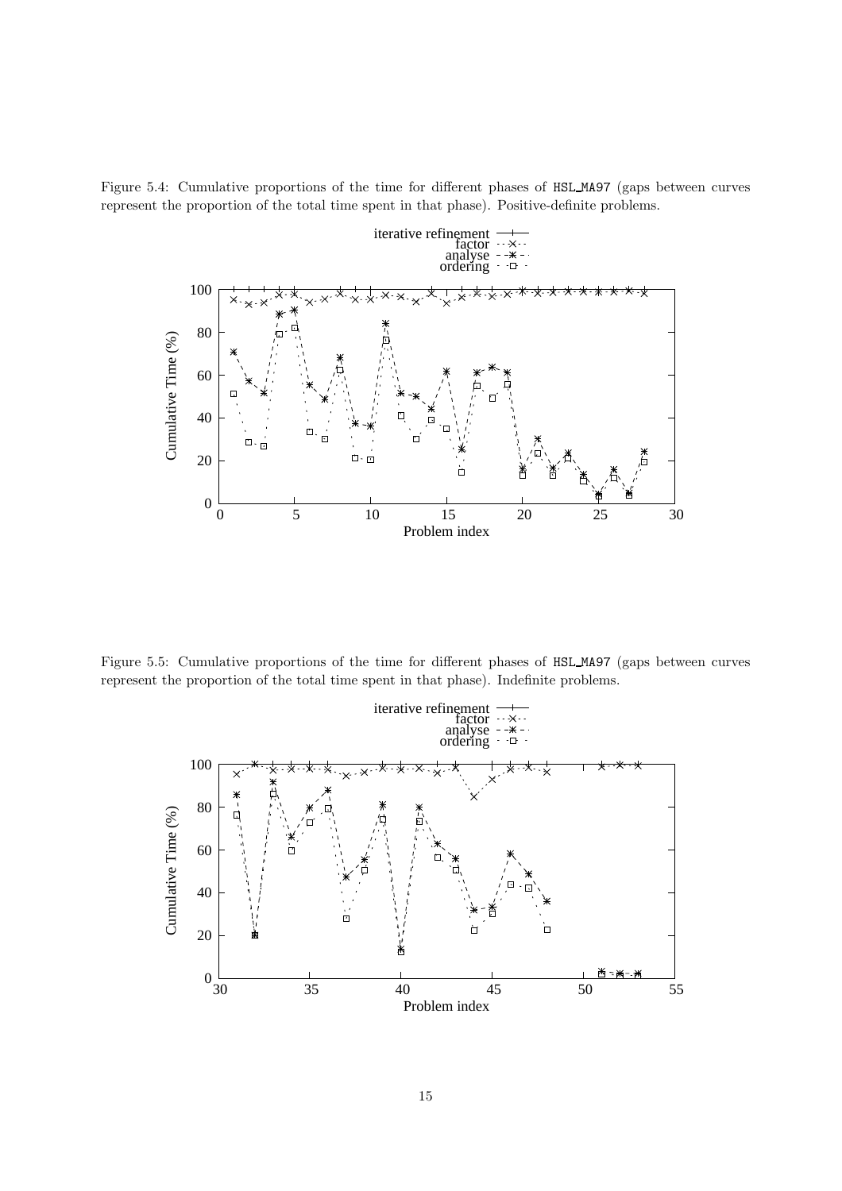Figure 5.4: Cumulative proportions of the time for different phases of HSL_MA97 (gaps between curves represent the proportion of the total time spent in that phase). Positive-definite problems.

Figure 5.5: Cumulative proportions of the time for different phases of HSL_MA97 (gaps between curves represent the proportion of the total time spent in that phase). Indefinite problems.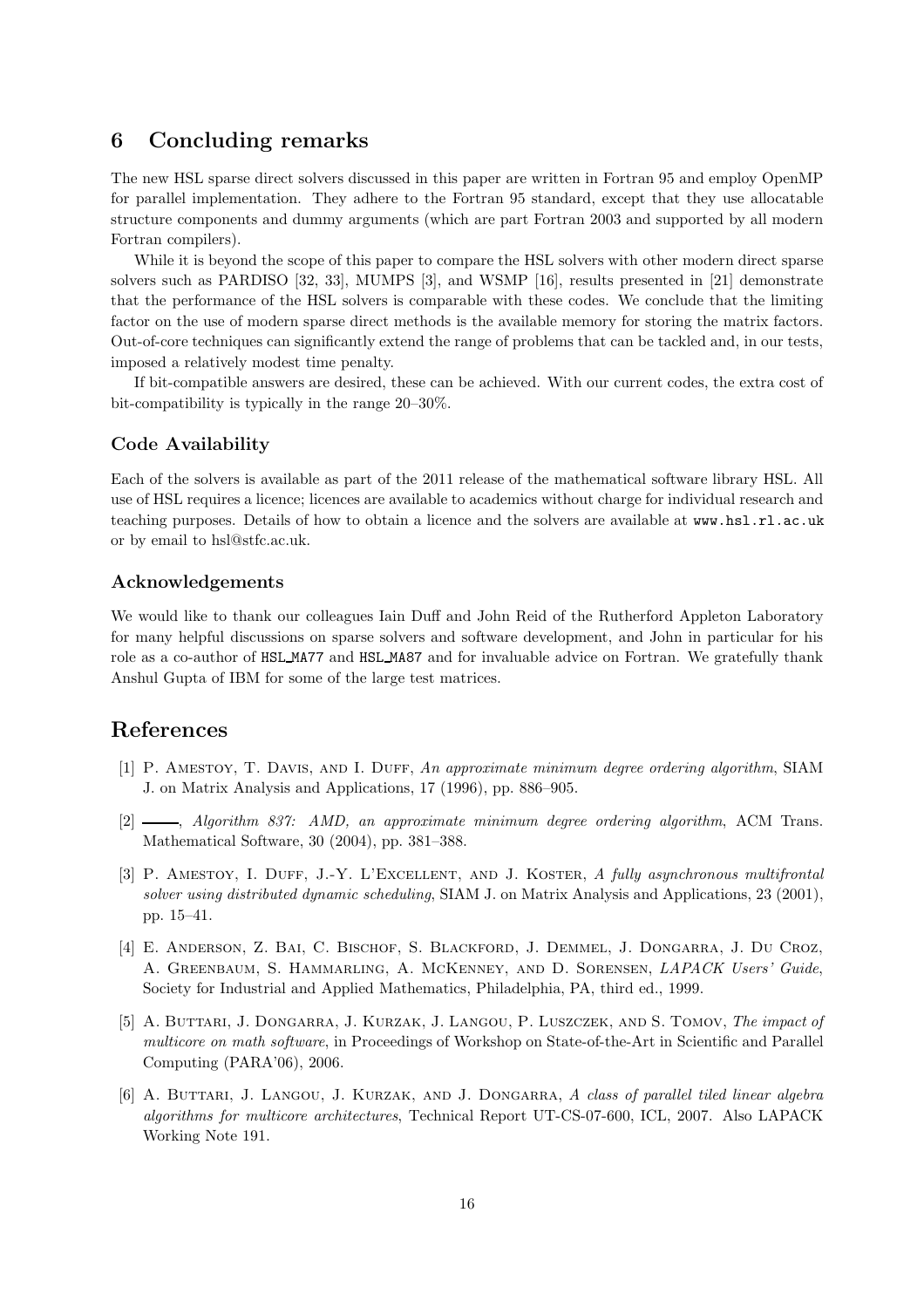## 6 Concluding remarks

The new HSL sparse direct solvers discussed in this paper are written in Fortran 95 and employ OpenMP for parallel implementation. They adhere to the Fortran 95 standard, except that they use allocatable structure components and dummy arguments (which are part Fortran 2003 and supported by all modern Fortran compilers).

While it is beyond the scope of this paper to compare the HSL solvers with other modern direct sparse solvers such as PARDISO [32, 33], MUMPS [3], and WSMP [16], results presented in [21] demonstrate that the performance of the HSL solvers is comparable with these codes. We conclude that the limiting factor on the use of modern sparse direct methods is the available memory for storing the matrix factors. Out-of-core techniques can significantly extend the range of problems that can be tackled and, in our tests, imposed a relatively modest time penalty.

If bit-compatible answers are desired, these can be achieved. With our current codes, the extra cost of bit-compatibility is typically in the range 20–30%.

### Code Availability

Each of the solvers is available as part of the 2011 release of the mathematical software library HSL. All use of HSL requires a licence; licences are available to academics without charge for individual research and teaching purposes. Details of how to obtain a licence and the solvers are available at `www.hsl.rl.ac.uk` or by email to hsl@stfc.ac.uk.

### Acknowledgements

We would like to thank our colleagues Iain Duff and John Reid of the Rutherford Appleton Laboratory for many helpful discussions on sparse solvers and software development, and John in particular for his role as a co-author of `HSL_MA77` and `HSL_MA87` and for invaluable advice on Fortran. We gratefully thank Anshul Gupta of IBM for some of the large test matrices.

## References

[1] P. Amestoy, T. Davis, and I. Duff, *An approximate minimum degree ordering algorithm*, SIAM J. on Matrix Analysis and Applications, 17 (1996), pp. 886–905.

[2] ———, *Algorithm 837: AMD, an approximate minimum degree ordering algorithm*, ACM Trans. Mathematical Software, 30 (2004), pp. 381–388.

[3] P. Amestoy, I. Duff, J.-Y. L'Excellent, and J. Koster, *A fully asynchronous multifrontal solver using distributed dynamic scheduling*, SIAM J. on Matrix Analysis and Applications, 23 (2001), pp. 15–41.

[4] E. Anderson, Z. Bai, C. Bischof, S. Blackford, J. Demmel, J. Dongarra, J. Du Croz, A. Greenbaum, S. Hammarling, A. McKenney, and D. Sorensen, *LAPACK Users' Guide*, Society for Industrial and Applied Mathematics, Philadelphia, PA, third ed., 1999.

[5] A. Buttari, J. Dongarra, J. Kurzak, J. Langou, P. Luszczek, and S. Tomov, *The impact of multicore on math software*, in Proceedings of Workshop on State-of-the-Art in Scientific and Parallel Computing (PARA'06), 2006.

[6] A. Buttari, J. Langou, J. Kurzak, and J. Dongarra, *A class of parallel tiled linear algebra algorithms for multicore architectures*, Technical Report UT-CS-07-600, ICL, 2007. Also LAPACK Working Note 191.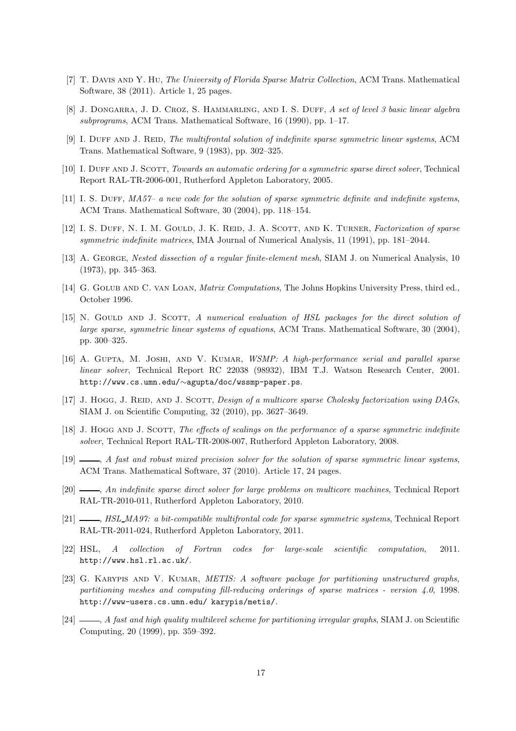[7] T. Davis and Y. Hu, *The University of Florida Sparse Matrix Collection*, ACM Trans. Mathematical Software, 38 (2011). Article 1, 25 pages.

[8] J. Dongarra, J. D. Croz, S. Hammarling, and I. S. Duff, *A set of level 3 basic linear algebra subprograms*, ACM Trans. Mathematical Software, 16 (1990), pp. 1–17.

[9] I. Duff and J. Reid, *The multifrontal solution of indefinite sparse symmetric linear systems*, ACM Trans. Mathematical Software, 9 (1983), pp. 302–325.

[10] I. Duff and J. Scott, *Towards an automatic ordering for a symmetric sparse direct solver*, Technical Report RAL-TR-2006-001, Rutherford Appleton Laboratory, 2005.

[11] I. S. Duff, *MA57– a new code for the solution of sparse symmetric definite and indefinite systems*, ACM Trans. Mathematical Software, 30 (2004), pp. 118–154.

[12] I. S. Duff, N. I. M. Gould, J. K. Reid, J. A. Scott, and K. Turner, *Factorization of sparse symmetric indefinite matrices*, IMA Journal of Numerical Analysis, 11 (1991), pp. 181–2044.

[13] A. George, *Nested dissection of a regular finite-element mesh*, SIAM J. on Numerical Analysis, 10 (1973), pp. 345–363.

[14] G. Golub and C. van Loan, *Matrix Computations*, The Johns Hopkins University Press, third ed., October 1996.

[15] N. Gould and J. Scott, *A numerical evaluation of HSL packages for the direct solution of large sparse, symmetric linear systems of equations*, ACM Trans. Mathematical Software, 30 (2004), pp. 300–325.

[16] A. Gupta, M. Joshi, and V. Kumar, *WSMP: A high-performance serial and parallel sparse linear solver*, Technical Report RC 22038 (98932), IBM T.J. Watson Research Center, 2001. http://www.cs.umn.edu/∼agupta/doc/wssmp-paper.ps.

[17] J. Hogg, J. Reid, and J. Scott, *Design of a multicore sparse Cholesky factorization using DAGs*, SIAM J. on Scientific Computing, 32 (2010), pp. 3627–3649.

[18] J. Hogg and J. Scott, *The effects of scalings on the performance of a sparse symmetric indefinite solver*, Technical Report RAL-TR-2008-007, Rutherford Appleton Laboratory, 2008.

[19] ——, *A fast and robust mixed precision solver for the solution of sparse symmetric linear systems*, ACM Trans. Mathematical Software, 37 (2010). Article 17, 24 pages.

[20] ——, *An indefinite sparse direct solver for large problems on multicore machines*, Technical Report RAL-TR-2010-011, Rutherford Appleton Laboratory, 2010.

[21] ——, *HSL_MA97: a bit-compatible multifrontal code for sparse symmetric systems*, Technical Report RAL-TR-2011-024, Rutherford Appleton Laboratory, 2011.

[22] HSL, *A collection of Fortran codes for large-scale scientific computation*, 2011. http://www.hsl.rl.ac.uk/.

[23] G. Karypis and V. Kumar, *METIS: A software package for partitioning unstructured graphs, partitioning meshes and computing fill-reducing orderings of sparse matrices - version 4.0*, 1998. http://www-users.cs.umn.edu/ karypis/metis/.

[24] ——, *A fast and high quality multilevel scheme for partitioning irregular graphs*, SIAM J. on Scientific Computing, 20 (1999), pp. 359–392.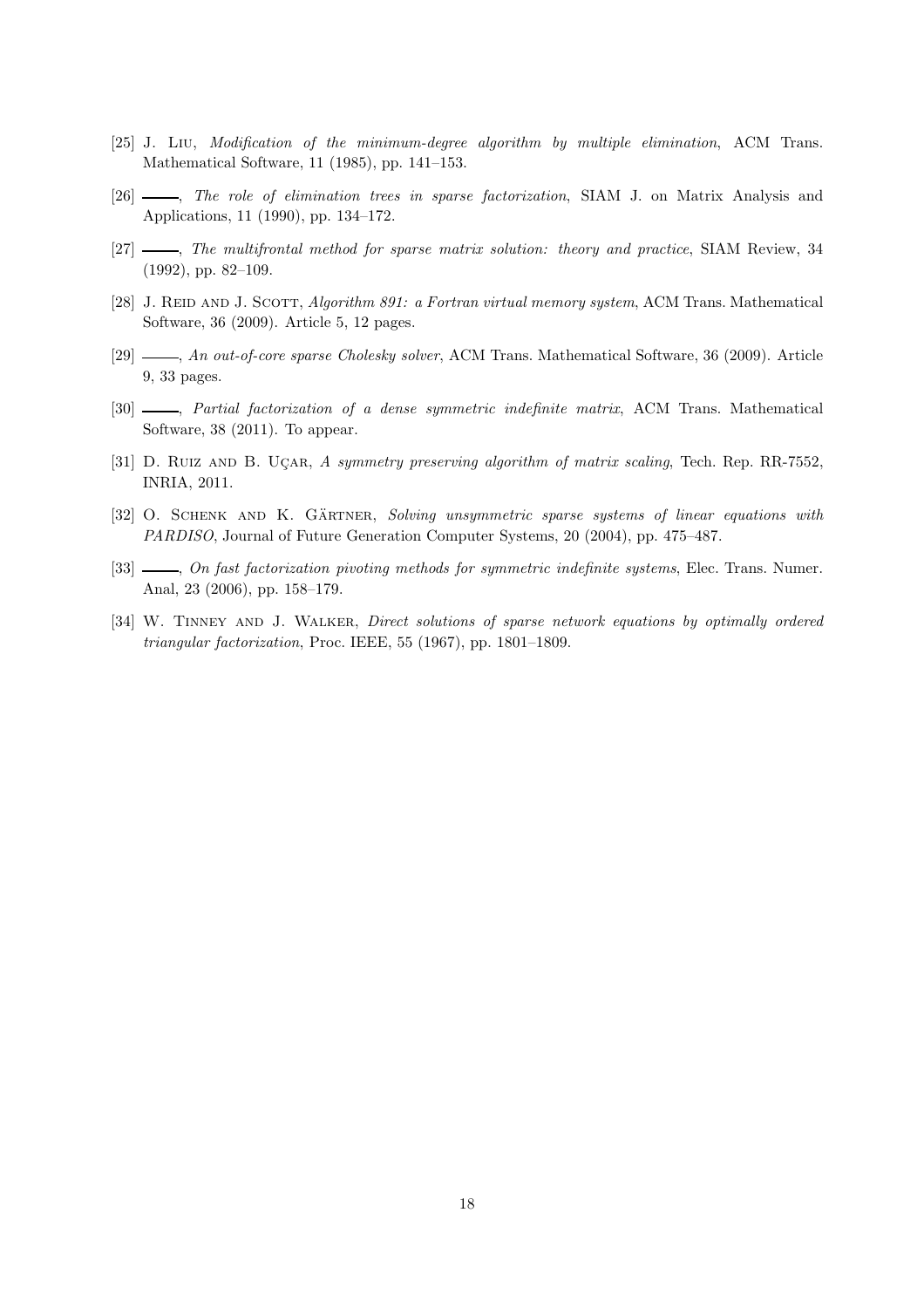[25] J. Liu, *Modification of the minimum-degree algorithm by multiple elimination*, ACM Trans. Mathematical Software, 11 (1985), pp. 141–153.

[26] ———, *The role of elimination trees in sparse factorization*, SIAM J. on Matrix Analysis and Applications, 11 (1990), pp. 134–172.

[27] ———, *The multifrontal method for sparse matrix solution: theory and practice*, SIAM Review, 34 (1992), pp. 82–109.

[28] J. Reid and J. Scott, *Algorithm 891: a Fortran virtual memory system*, ACM Trans. Mathematical Software, 36 (2009). Article 5, 12 pages.

[29] ———, *An out-of-core sparse Cholesky solver*, ACM Trans. Mathematical Software, 36 (2009). Article 9, 33 pages.

[30] ———, *Partial factorization of a dense symmetric indefinite matrix*, ACM Trans. Mathematical Software, 38 (2011). To appear.

[31] D. Ruiz and B. Uçar, *A symmetry preserving algorithm of matrix scaling*, Tech. Rep. RR-7552, INRIA, 2011.

[32] O. Schenk and K. Gärtner, *Solving unsymmetric sparse systems of linear equations with PARDISO*, Journal of Future Generation Computer Systems, 20 (2004), pp. 475–487.

[33] ———, *On fast factorization pivoting methods for symmetric indefinite systems*, Elec. Trans. Numer. Anal, 23 (2006), pp. 158–179.

[34] W. Tinney and J. Walker, *Direct solutions of sparse network equations by optimally ordered triangular factorization*, Proc. IEEE, 55 (1967), pp. 1801–1809.